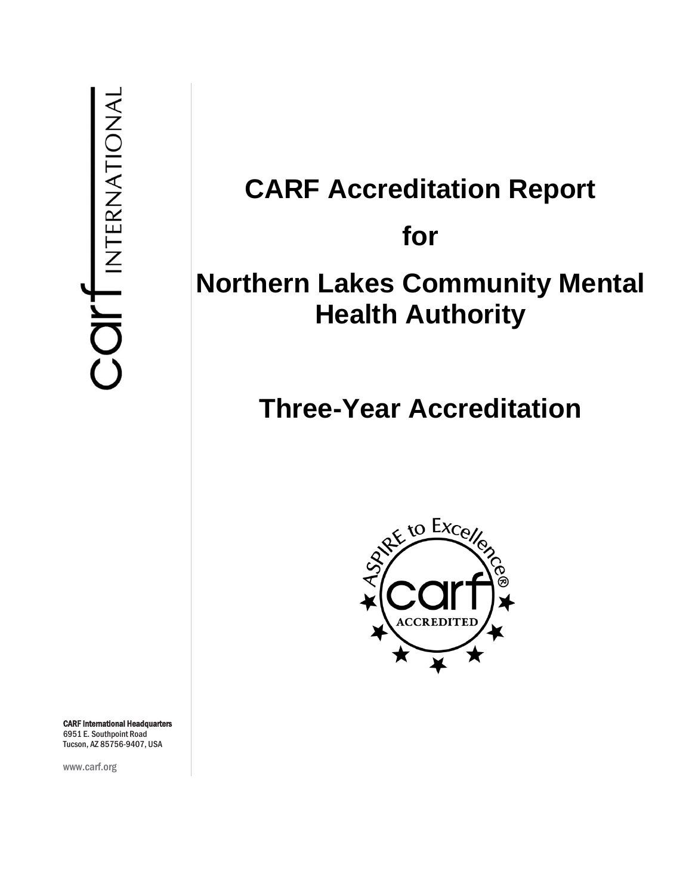# CARF Accreditation Report

# for

# Northern Lakes Community Mental Health Authority

# Three-Year Accreditation

**CARF International Headquarters**
6951 E. Southpoint Road
Tucson, AZ 85756-9407, USA

www.carf.org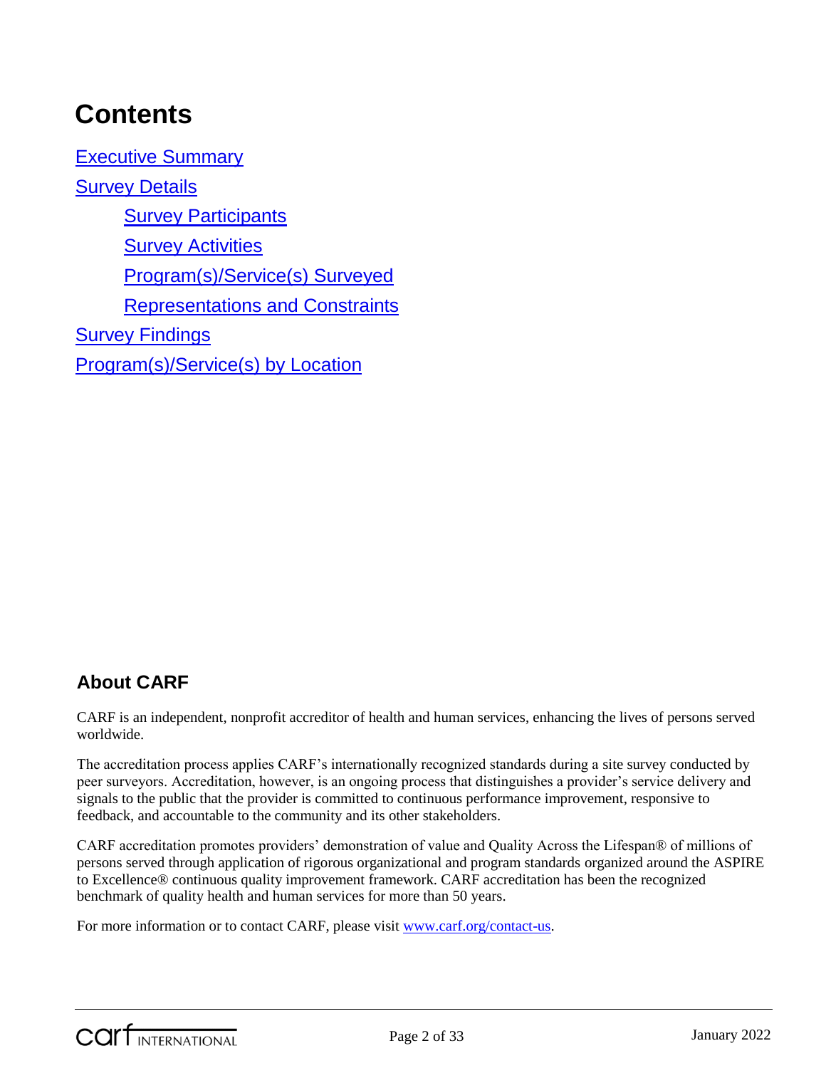# Contents

- [Executive Summary](#)
- [Survey Details](#)
  - [Survey Participants](#)
  - [Survey Activities](#)
  - [Program(s)/Service(s) Surveyed](#)
  - [Representations and Constraints](#)
- [Survey Findings](#)
- [Program(s)/Service(s) by Location](#)

## About CARF

CARF is an independent, nonprofit accreditor of health and human services, enhancing the lives of persons served worldwide.

The accreditation process applies CARF's internationally recognized standards during a site survey conducted by peer surveyors. Accreditation, however, is an ongoing process that distinguishes a provider's service delivery and signals to the public that the provider is committed to continuous performance improvement, responsive to feedback, and accountable to the community and its other stakeholders.

CARF accreditation promotes providers' demonstration of value and Quality Across the Lifespan® of millions of persons served through application of rigorous organizational and program standards organized around the ASPIRE to Excellence® continuous quality improvement framework. CARF accreditation has been the recognized benchmark of quality health and human services for more than 50 years.

For more information or to contact CARF, please visit [www.carf.org/contact-us](http://www.carf.org/contact-us).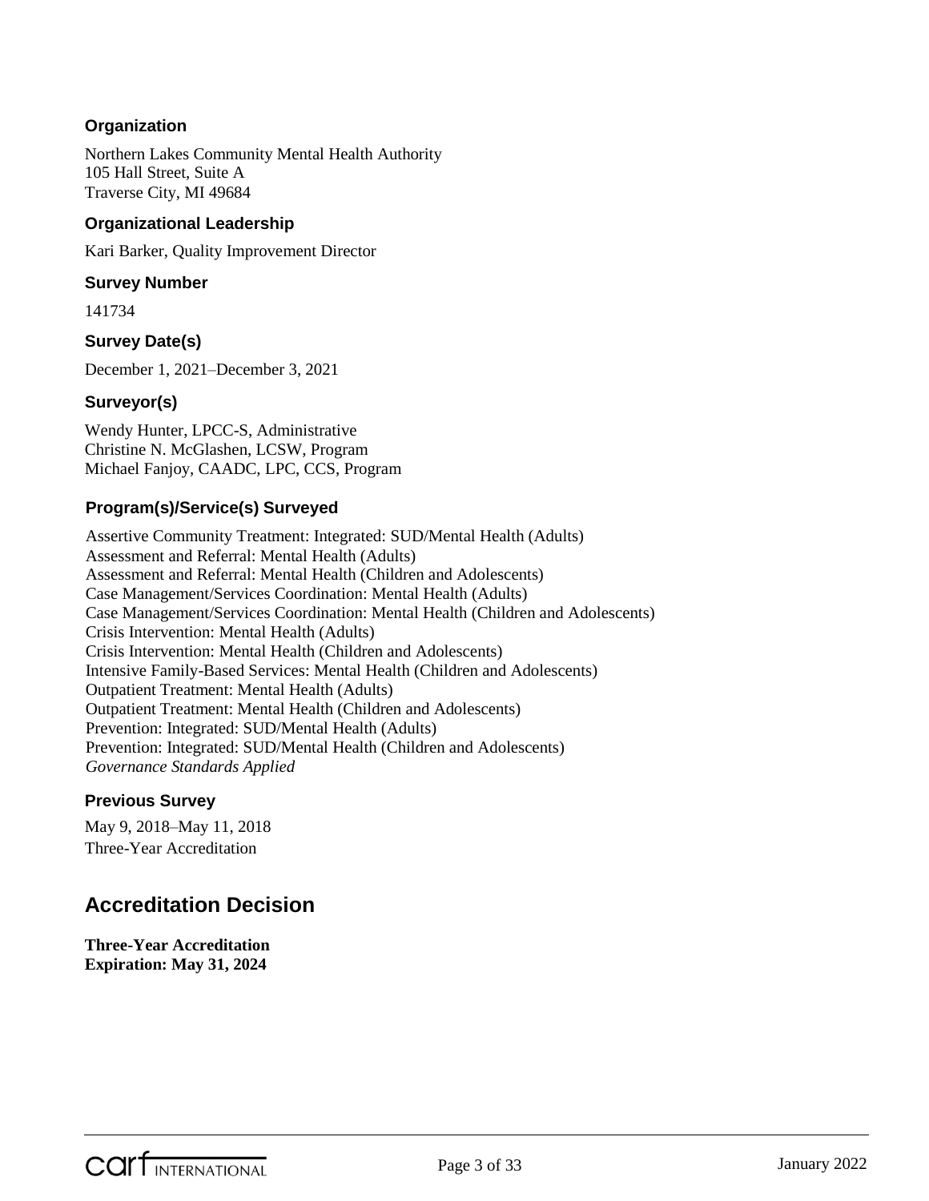### Organization

Northern Lakes Community Mental Health Authority
105 Hall Street, Suite A
Traverse City, MI 49684

### Organizational Leadership

Kari Barker, Quality Improvement Director

### Survey Number

141734

### Survey Date(s)

December 1, 2021–December 3, 2021

### Surveyor(s)

Wendy Hunter, LPCC-S, Administrative
Christine N. McGlashen, LCSW, Program
Michael Fanjoy, CAADC, LPC, CCS, Program

### Program(s)/Service(s) Surveyed

Assertive Community Treatment: Integrated: SUD/Mental Health (Adults)
Assessment and Referral: Mental Health (Adults)
Assessment and Referral: Mental Health (Children and Adolescents)
Case Management/Services Coordination: Mental Health (Adults)
Case Management/Services Coordination: Mental Health (Children and Adolescents)
Crisis Intervention: Mental Health (Adults)
Crisis Intervention: Mental Health (Children and Adolescents)
Intensive Family-Based Services: Mental Health (Children and Adolescents)
Outpatient Treatment: Mental Health (Adults)
Outpatient Treatment: Mental Health (Children and Adolescents)
Prevention: Integrated: SUD/Mental Health (Adults)
Prevention: Integrated: SUD/Mental Health (Children and Adolescents)
*Governance Standards Applied*

### Previous Survey

May 9, 2018–May 11, 2018
Three-Year Accreditation

## Accreditation Decision

**Three-Year Accreditation**
**Expiration: May 31, 2024**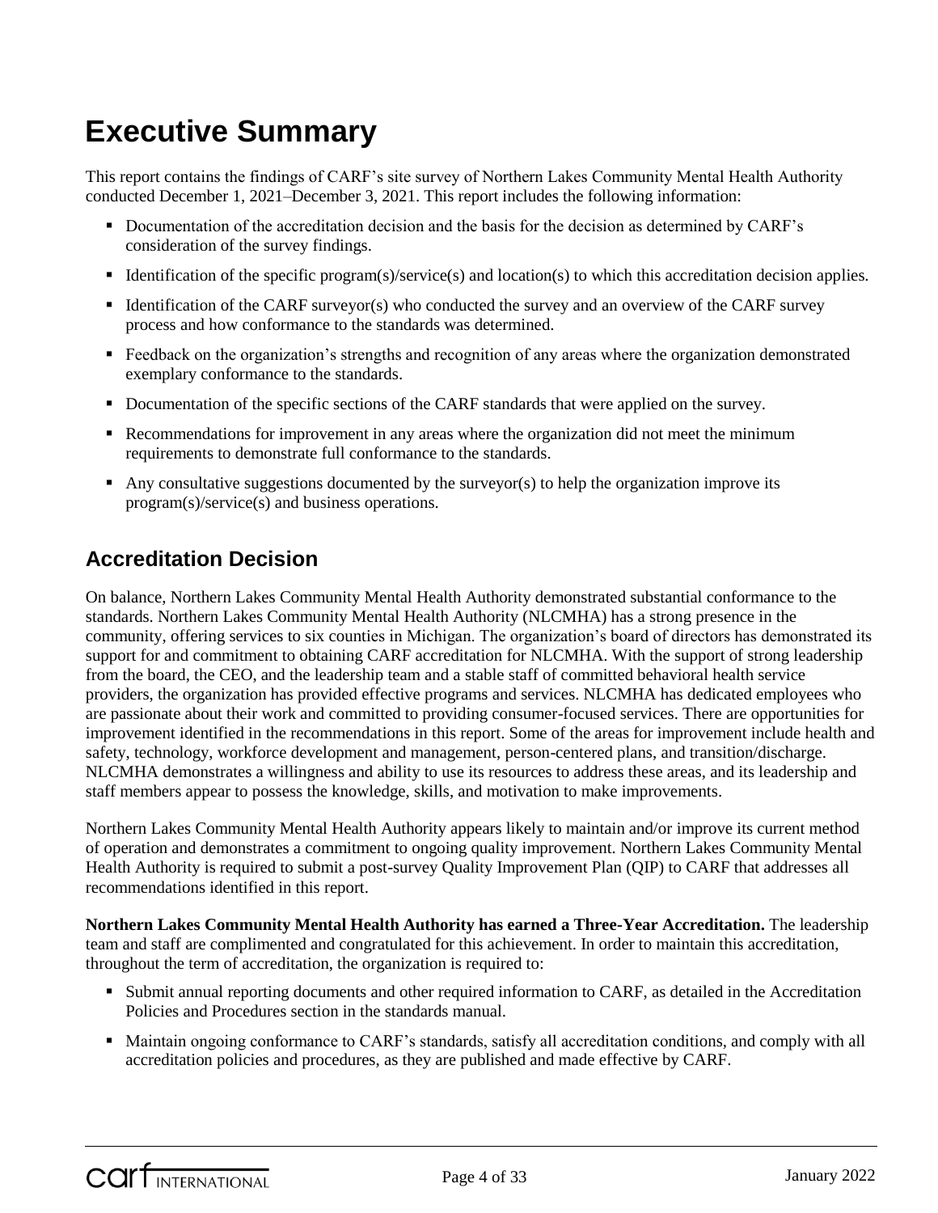# Executive Summary

This report contains the findings of CARF's site survey of Northern Lakes Community Mental Health Authority conducted December 1, 2021–December 3, 2021. This report includes the following information:

- Documentation of the accreditation decision and the basis for the decision as determined by CARF's consideration of the survey findings.
- Identification of the specific program(s)/service(s) and location(s) to which this accreditation decision applies.
- Identification of the CARF surveyor(s) who conducted the survey and an overview of the CARF survey process and how conformance to the standards was determined.
- Feedback on the organization's strengths and recognition of any areas where the organization demonstrated exemplary conformance to the standards.
- Documentation of the specific sections of the CARF standards that were applied on the survey.
- Recommendations for improvement in any areas where the organization did not meet the minimum requirements to demonstrate full conformance to the standards.
- Any consultative suggestions documented by the surveyor(s) to help the organization improve its program(s)/service(s) and business operations.

## Accreditation Decision

On balance, Northern Lakes Community Mental Health Authority demonstrated substantial conformance to the standards. Northern Lakes Community Mental Health Authority (NLCMHA) has a strong presence in the community, offering services to six counties in Michigan. The organization's board of directors has demonstrated its support for and commitment to obtaining CARF accreditation for NLCMHA. With the support of strong leadership from the board, the CEO, and the leadership team and a stable staff of committed behavioral health service providers, the organization has provided effective programs and services. NLCMHA has dedicated employees who are passionate about their work and committed to providing consumer-focused services. There are opportunities for improvement identified in the recommendations in this report. Some of the areas for improvement include health and safety, technology, workforce development and management, person-centered plans, and transition/discharge. NLCMHA demonstrates a willingness and ability to use its resources to address these areas, and its leadership and staff members appear to possess the knowledge, skills, and motivation to make improvements.

Northern Lakes Community Mental Health Authority appears likely to maintain and/or improve its current method of operation and demonstrates a commitment to ongoing quality improvement. Northern Lakes Community Mental Health Authority is required to submit a post-survey Quality Improvement Plan (QIP) to CARF that addresses all recommendations identified in this report.

**Northern Lakes Community Mental Health Authority has earned a Three-Year Accreditation.** The leadership team and staff are complimented and congratulated for this achievement. In order to maintain this accreditation, throughout the term of accreditation, the organization is required to:

- Submit annual reporting documents and other required information to CARF, as detailed in the Accreditation Policies and Procedures section in the standards manual.
- Maintain ongoing conformance to CARF's standards, satisfy all accreditation conditions, and comply with all accreditation policies and procedures, as they are published and made effective by CARF.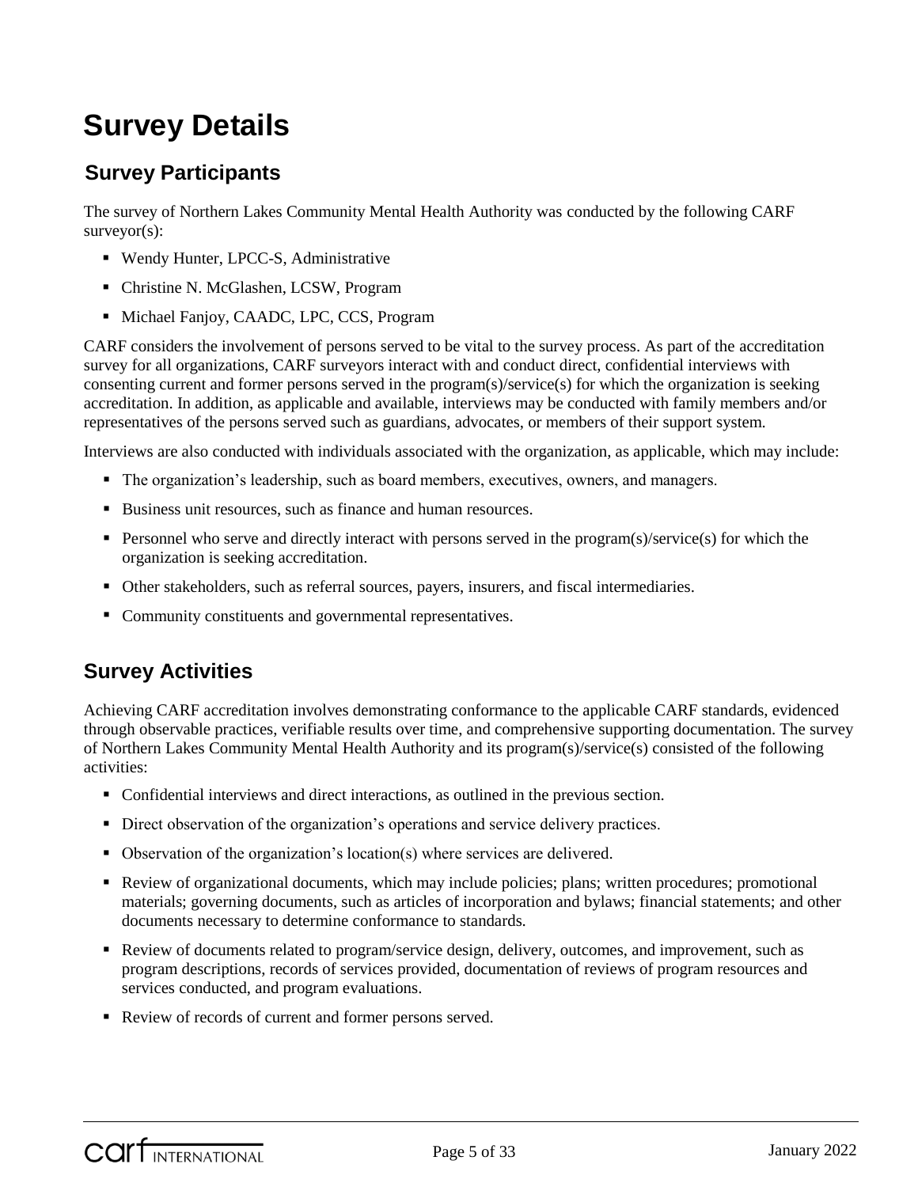# Survey Details

## Survey Participants

The survey of Northern Lakes Community Mental Health Authority was conducted by the following CARF surveyor(s):

- Wendy Hunter, LPCC-S, Administrative
- Christine N. McGlashen, LCSW, Program
- Michael Fanjoy, CAADC, LPC, CCS, Program

CARF considers the involvement of persons served to be vital to the survey process. As part of the accreditation survey for all organizations, CARF surveyors interact with and conduct direct, confidential interviews with consenting current and former persons served in the program(s)/service(s) for which the organization is seeking accreditation. In addition, as applicable and available, interviews may be conducted with family members and/or representatives of the persons served such as guardians, advocates, or members of their support system.

Interviews are also conducted with individuals associated with the organization, as applicable, which may include:

- The organization's leadership, such as board members, executives, owners, and managers.
- Business unit resources, such as finance and human resources.
- Personnel who serve and directly interact with persons served in the program(s)/service(s) for which the organization is seeking accreditation.
- Other stakeholders, such as referral sources, payers, insurers, and fiscal intermediaries.
- Community constituents and governmental representatives.

## Survey Activities

Achieving CARF accreditation involves demonstrating conformance to the applicable CARF standards, evidenced through observable practices, verifiable results over time, and comprehensive supporting documentation. The survey of Northern Lakes Community Mental Health Authority and its program(s)/service(s) consisted of the following activities:

- Confidential interviews and direct interactions, as outlined in the previous section.
- Direct observation of the organization's operations and service delivery practices.
- Observation of the organization's location(s) where services are delivered.
- Review of organizational documents, which may include policies; plans; written procedures; promotional materials; governing documents, such as articles of incorporation and bylaws; financial statements; and other documents necessary to determine conformance to standards.
- Review of documents related to program/service design, delivery, outcomes, and improvement, such as program descriptions, records of services provided, documentation of reviews of program resources and services conducted, and program evaluations.
- Review of records of current and former persons served.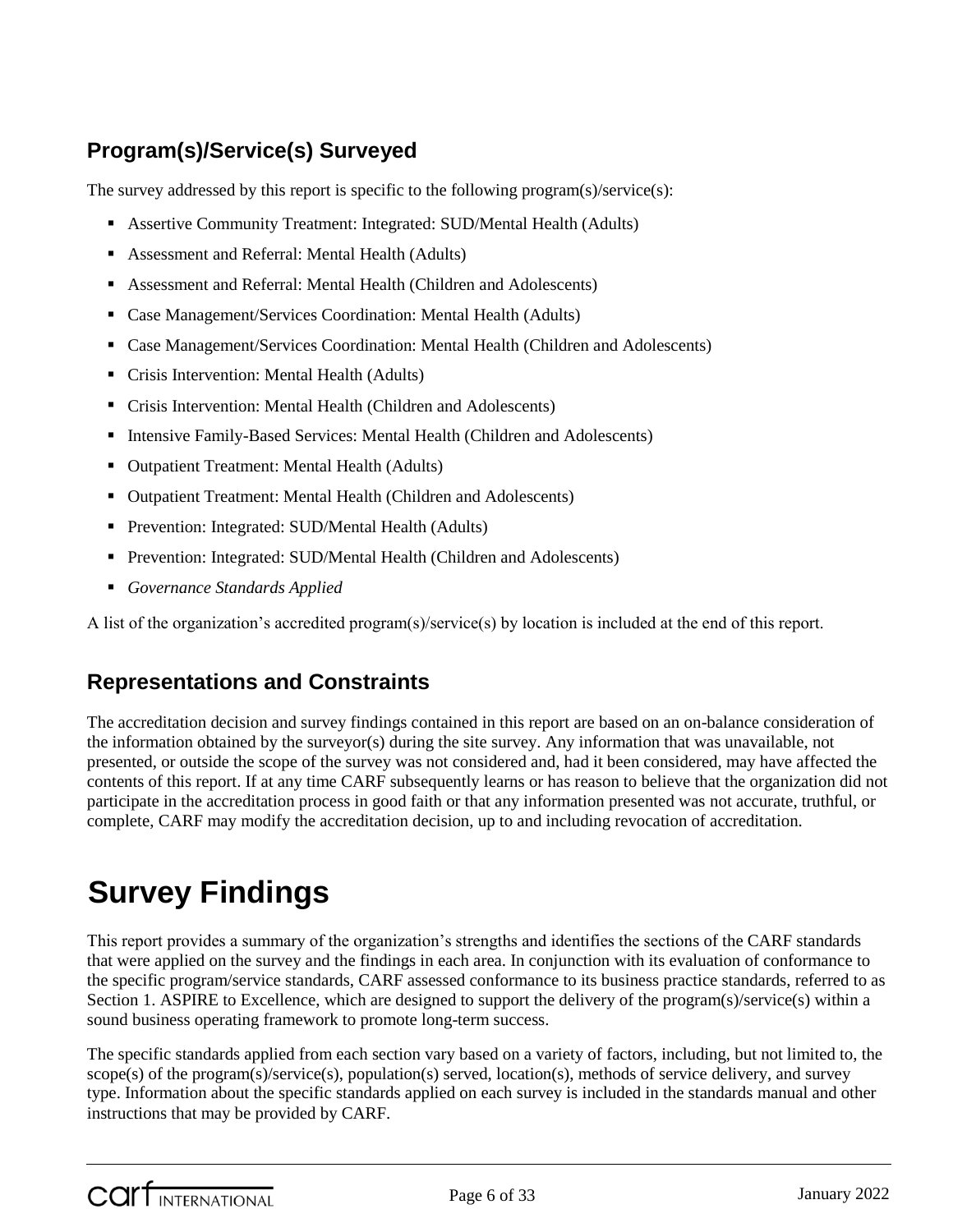## Program(s)/Service(s) Surveyed

The survey addressed by this report is specific to the following program(s)/service(s):

- Assertive Community Treatment: Integrated: SUD/Mental Health (Adults)
- Assessment and Referral: Mental Health (Adults)
- Assessment and Referral: Mental Health (Children and Adolescents)
- Case Management/Services Coordination: Mental Health (Adults)
- Case Management/Services Coordination: Mental Health (Children and Adolescents)
- Crisis Intervention: Mental Health (Adults)
- Crisis Intervention: Mental Health (Children and Adolescents)
- Intensive Family-Based Services: Mental Health (Children and Adolescents)
- Outpatient Treatment: Mental Health (Adults)
- Outpatient Treatment: Mental Health (Children and Adolescents)
- Prevention: Integrated: SUD/Mental Health (Adults)
- Prevention: Integrated: SUD/Mental Health (Children and Adolescents)
- *Governance Standards Applied*

A list of the organization's accredited program(s)/service(s) by location is included at the end of this report.

## Representations and Constraints

The accreditation decision and survey findings contained in this report are based on an on-balance consideration of the information obtained by the surveyor(s) during the site survey. Any information that was unavailable, not presented, or outside the scope of the survey was not considered and, had it been considered, may have affected the contents of this report. If at any time CARF subsequently learns or has reason to believe that the organization did not participate in the accreditation process in good faith or that any information presented was not accurate, truthful, or complete, CARF may modify the accreditation decision, up to and including revocation of accreditation.

# Survey Findings

This report provides a summary of the organization's strengths and identifies the sections of the CARF standards that were applied on the survey and the findings in each area. In conjunction with its evaluation of conformance to the specific program/service standards, CARF assessed conformance to its business practice standards, referred to as Section 1. ASPIRE to Excellence, which are designed to support the delivery of the program(s)/service(s) within a sound business operating framework to promote long-term success.

The specific standards applied from each section vary based on a variety of factors, including, but not limited to, the scope(s) of the program(s)/service(s), population(s) served, location(s), methods of service delivery, and survey type. Information about the specific standards applied on each survey is included in the standards manual and other instructions that may be provided by CARF.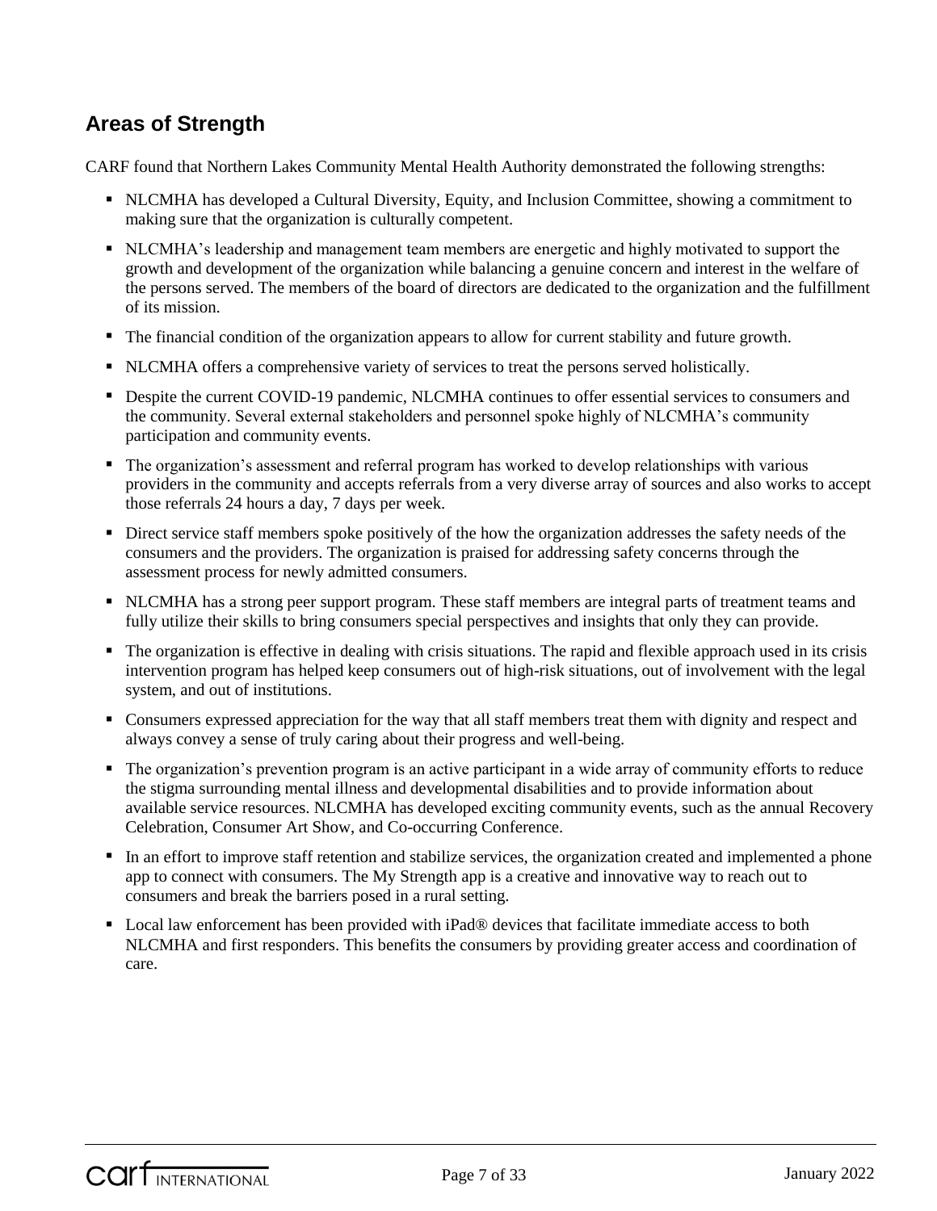## Areas of Strength

CARF found that Northern Lakes Community Mental Health Authority demonstrated the following strengths:

- NLCMHA has developed a Cultural Diversity, Equity, and Inclusion Committee, showing a commitment to making sure that the organization is culturally competent.
- NLCMHA's leadership and management team members are energetic and highly motivated to support the growth and development of the organization while balancing a genuine concern and interest in the welfare of the persons served. The members of the board of directors are dedicated to the organization and the fulfillment of its mission.
- The financial condition of the organization appears to allow for current stability and future growth.
- NLCMHA offers a comprehensive variety of services to treat the persons served holistically.
- Despite the current COVID-19 pandemic, NLCMHA continues to offer essential services to consumers and the community. Several external stakeholders and personnel spoke highly of NLCMHA's community participation and community events.
- The organization's assessment and referral program has worked to develop relationships with various providers in the community and accepts referrals from a very diverse array of sources and also works to accept those referrals 24 hours a day, 7 days per week.
- Direct service staff members spoke positively of the how the organization addresses the safety needs of the consumers and the providers. The organization is praised for addressing safety concerns through the assessment process for newly admitted consumers.
- NLCMHA has a strong peer support program. These staff members are integral parts of treatment teams and fully utilize their skills to bring consumers special perspectives and insights that only they can provide.
- The organization is effective in dealing with crisis situations. The rapid and flexible approach used in its crisis intervention program has helped keep consumers out of high-risk situations, out of involvement with the legal system, and out of institutions.
- Consumers expressed appreciation for the way that all staff members treat them with dignity and respect and always convey a sense of truly caring about their progress and well-being.
- The organization's prevention program is an active participant in a wide array of community efforts to reduce the stigma surrounding mental illness and developmental disabilities and to provide information about available service resources. NLCMHA has developed exciting community events, such as the annual Recovery Celebration, Consumer Art Show, and Co-occurring Conference.
- In an effort to improve staff retention and stabilize services, the organization created and implemented a phone app to connect with consumers. The My Strength app is a creative and innovative way to reach out to consumers and break the barriers posed in a rural setting.
- Local law enforcement has been provided with iPad® devices that facilitate immediate access to both NLCMHA and first responders. This benefits the consumers by providing greater access and coordination of care.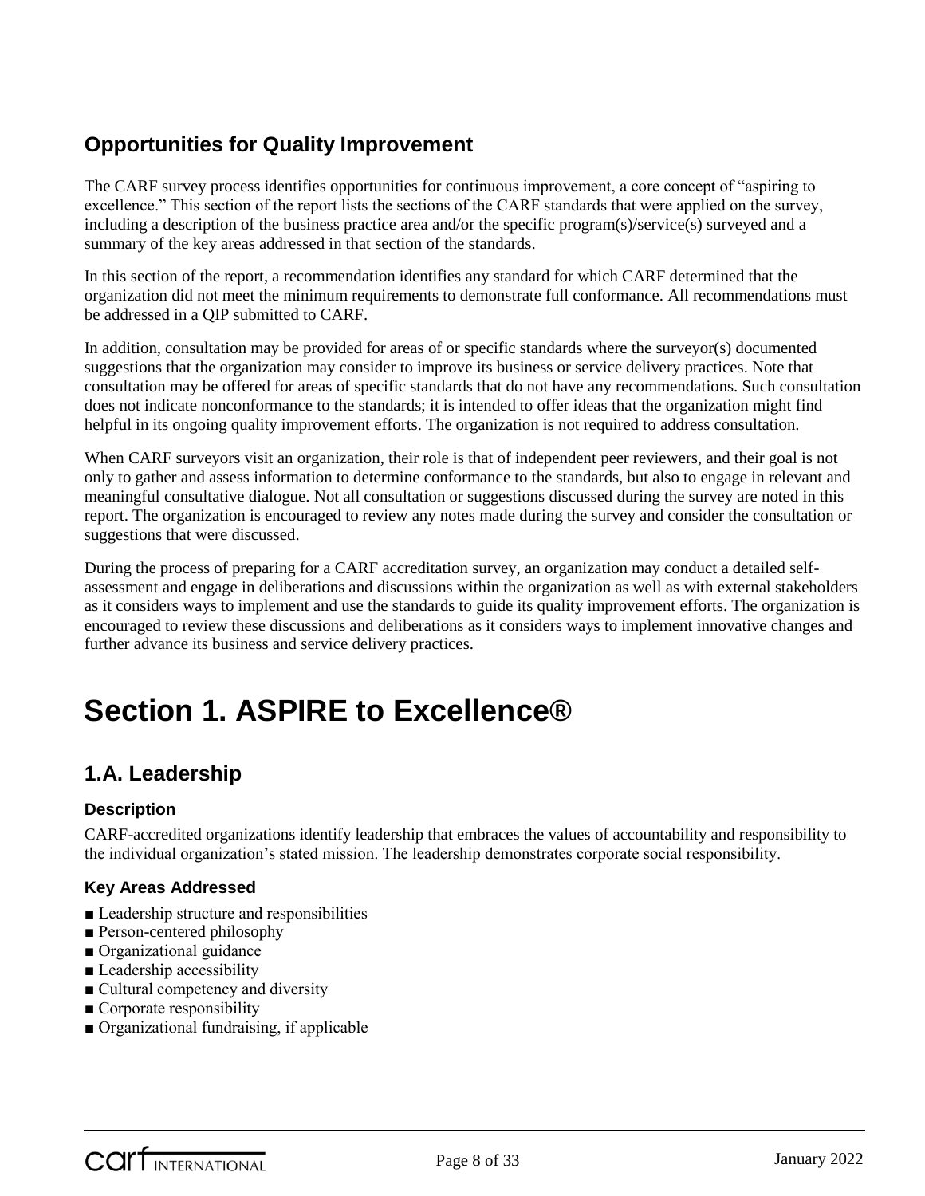## Opportunities for Quality Improvement

The CARF survey process identifies opportunities for continuous improvement, a core concept of "aspiring to excellence." This section of the report lists the sections of the CARF standards that were applied on the survey, including a description of the business practice area and/or the specific program(s)/service(s) surveyed and a summary of the key areas addressed in that section of the standards.

In this section of the report, a recommendation identifies any standard for which CARF determined that the organization did not meet the minimum requirements to demonstrate full conformance. All recommendations must be addressed in a QIP submitted to CARF.

In addition, consultation may be provided for areas of or specific standards where the surveyor(s) documented suggestions that the organization may consider to improve its business or service delivery practices. Note that consultation may be offered for areas of specific standards that do not have any recommendations. Such consultation does not indicate nonconformance to the standards; it is intended to offer ideas that the organization might find helpful in its ongoing quality improvement efforts. The organization is not required to address consultation.

When CARF surveyors visit an organization, their role is that of independent peer reviewers, and their goal is not only to gather and assess information to determine conformance to the standards, but also to engage in relevant and meaningful consultative dialogue. Not all consultation or suggestions discussed during the survey are noted in this report. The organization is encouraged to review any notes made during the survey and consider the consultation or suggestions that were discussed.

During the process of preparing for a CARF accreditation survey, an organization may conduct a detailed self-assessment and engage in deliberations and discussions within the organization as well as with external stakeholders as it considers ways to implement and use the standards to guide its quality improvement efforts. The organization is encouraged to review these discussions and deliberations as it considers ways to implement innovative changes and further advance its business and service delivery practices.

# Section 1. ASPIRE to Excellence®

## 1.A. Leadership

### Description

CARF-accredited organizations identify leadership that embraces the values of accountability and responsibility to the individual organization's stated mission. The leadership demonstrates corporate social responsibility.

### Key Areas Addressed

- ■ Leadership structure and responsibilities
- ■ Person-centered philosophy
- ■ Organizational guidance
- ■ Leadership accessibility
- ■ Cultural competency and diversity
- ■ Corporate responsibility
- ■ Organizational fundraising, if applicable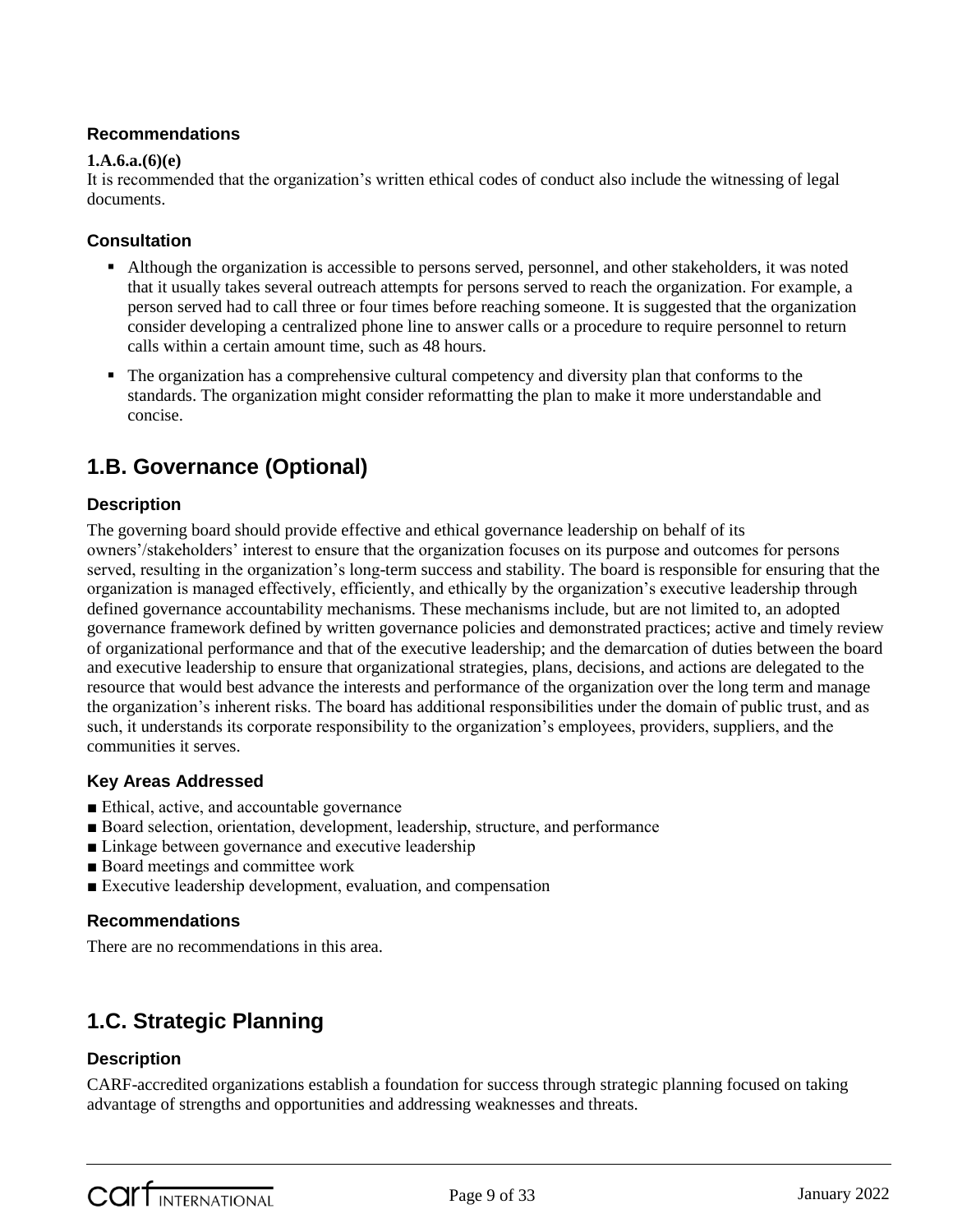### Recommendations

**1.A.6.a.(6)(e)**
It is recommended that the organization's written ethical codes of conduct also include the witnessing of legal documents.

### Consultation

- Although the organization is accessible to persons served, personnel, and other stakeholders, it was noted that it usually takes several outreach attempts for persons served to reach the organization. For example, a person served had to call three or four times before reaching someone. It is suggested that the organization consider developing a centralized phone line to answer calls or a procedure to require personnel to return calls within a certain amount time, such as 48 hours.
- The organization has a comprehensive cultural competency and diversity plan that conforms to the standards. The organization might consider reformatting the plan to make it more understandable and concise.

## 1.B. Governance (Optional)

### Description

The governing board should provide effective and ethical governance leadership on behalf of its owners'/stakeholders' interest to ensure that the organization focuses on its purpose and outcomes for persons served, resulting in the organization's long-term success and stability. The board is responsible for ensuring that the organization is managed effectively, efficiently, and ethically by the organization's executive leadership through defined governance accountability mechanisms. These mechanisms include, but are not limited to, an adopted governance framework defined by written governance policies and demonstrated practices; active and timely review of organizational performance and that of the executive leadership; and the demarcation of duties between the board and executive leadership to ensure that organizational strategies, plans, decisions, and actions are delegated to the resource that would best advance the interests and performance of the organization over the long term and manage the organization's inherent risks. The board has additional responsibilities under the domain of public trust, and as such, it understands its corporate responsibility to the organization's employees, providers, suppliers, and the communities it serves.

### Key Areas Addressed

- Ethical, active, and accountable governance
- Board selection, orientation, development, leadership, structure, and performance
- Linkage between governance and executive leadership
- Board meetings and committee work
- Executive leadership development, evaluation, and compensation

### Recommendations

There are no recommendations in this area.

## 1.C. Strategic Planning

### Description

CARF-accredited organizations establish a foundation for success through strategic planning focused on taking advantage of strengths and opportunities and addressing weaknesses and threats.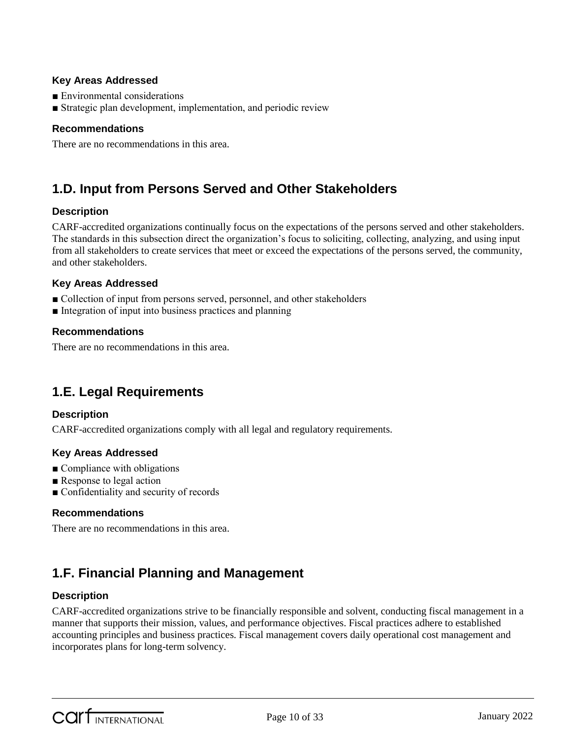### Key Areas Addressed

- Environmental considerations
- Strategic plan development, implementation, and periodic review

### Recommendations

There are no recommendations in this area.

## 1.D. Input from Persons Served and Other Stakeholders

### Description

CARF-accredited organizations continually focus on the expectations of the persons served and other stakeholders. The standards in this subsection direct the organization's focus to soliciting, collecting, analyzing, and using input from all stakeholders to create services that meet or exceed the expectations of the persons served, the community, and other stakeholders.

### Key Areas Addressed

- Collection of input from persons served, personnel, and other stakeholders
- Integration of input into business practices and planning

### Recommendations

There are no recommendations in this area.

## 1.E. Legal Requirements

### Description

CARF-accredited organizations comply with all legal and regulatory requirements.

### Key Areas Addressed

- Compliance with obligations
- Response to legal action
- Confidentiality and security of records

### Recommendations

There are no recommendations in this area.

## 1.F. Financial Planning and Management

### Description

CARF-accredited organizations strive to be financially responsible and solvent, conducting fiscal management in a manner that supports their mission, values, and performance objectives. Fiscal practices adhere to established accounting principles and business practices. Fiscal management covers daily operational cost management and incorporates plans for long-term solvency.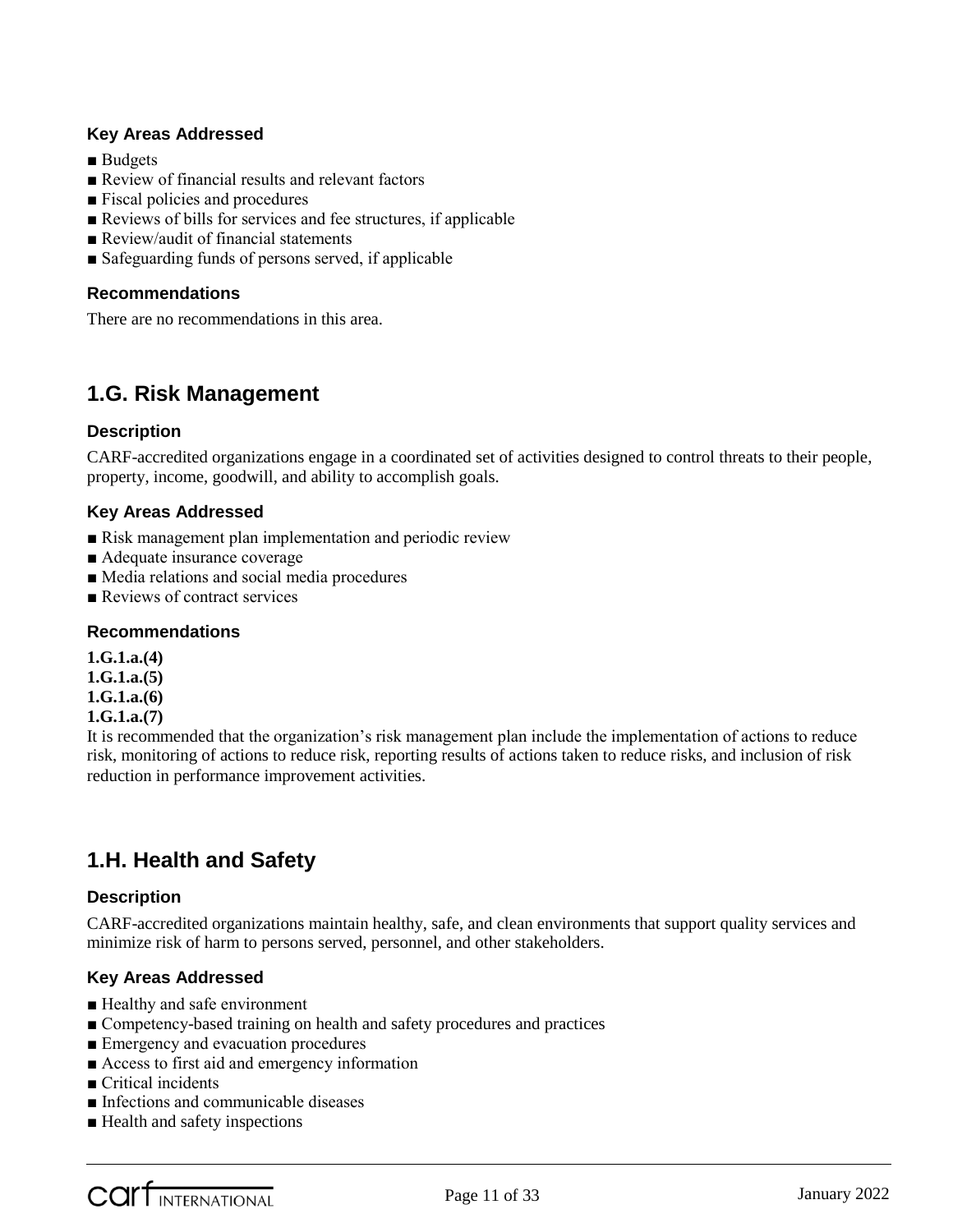### Key Areas Addressed

- ■ Budgets
- ■ Review of financial results and relevant factors
- ■ Fiscal policies and procedures
- ■ Reviews of bills for services and fee structures, if applicable
- ■ Review/audit of financial statements
- ■ Safeguarding funds of persons served, if applicable

### Recommendations

There are no recommendations in this area.

## 1.G. Risk Management

### Description

CARF-accredited organizations engage in a coordinated set of activities designed to control threats to their people, property, income, goodwill, and ability to accomplish goals.

### Key Areas Addressed

- ■ Risk management plan implementation and periodic review
- ■ Adequate insurance coverage
- ■ Media relations and social media procedures
- ■ Reviews of contract services

### Recommendations

**1.G.1.a.(4)**
**1.G.1.a.(5)**
**1.G.1.a.(6)**
**1.G.1.a.(7)**
It is recommended that the organization's risk management plan include the implementation of actions to reduce risk, monitoring of actions to reduce risk, reporting results of actions taken to reduce risks, and inclusion of risk reduction in performance improvement activities.

## 1.H. Health and Safety

### Description

CARF-accredited organizations maintain healthy, safe, and clean environments that support quality services and minimize risk of harm to persons served, personnel, and other stakeholders.

### Key Areas Addressed

- ■ Healthy and safe environment
- ■ Competency-based training on health and safety procedures and practices
- ■ Emergency and evacuation procedures
- ■ Access to first aid and emergency information
- ■ Critical incidents
- ■ Infections and communicable diseases
- ■ Health and safety inspections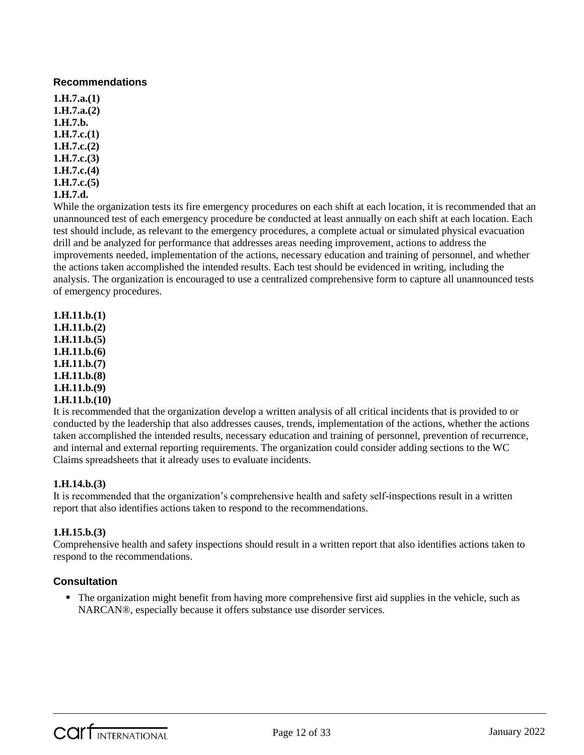### Recommendations

**1.H.7.a.(1)**
**1.H.7.a.(2)**
**1.H.7.b.**
**1.H.7.c.(1)**
**1.H.7.c.(2)**
**1.H.7.c.(3)**
**1.H.7.c.(4)**
**1.H.7.c.(5)**
**1.H.7.d.**

While the organization tests its fire emergency procedures on each shift at each location, it is recommended that an unannounced test of each emergency procedure be conducted at least annually on each shift at each location. Each test should include, as relevant to the emergency procedures, a complete actual or simulated physical evacuation drill and be analyzed for performance that addresses areas needing improvement, actions to address the improvements needed, implementation of the actions, necessary education and training of personnel, and whether the actions taken accomplished the intended results. Each test should be evidenced in writing, including the analysis. The organization is encouraged to use a centralized comprehensive form to capture all unannounced tests of emergency procedures.

**1.H.11.b.(1)**
**1.H.11.b.(2)**
**1.H.11.b.(5)**
**1.H.11.b.(6)**
**1.H.11.b.(7)**
**1.H.11.b.(8)**
**1.H.11.b.(9)**
**1.H.11.b.(10)**

It is recommended that the organization develop a written analysis of all critical incidents that is provided to or conducted by the leadership that also addresses causes, trends, implementation of the actions, whether the actions taken accomplished the intended results, necessary education and training of personnel, prevention of recurrence, and internal and external reporting requirements. The organization could consider adding sections to the WC Claims spreadsheets that it already uses to evaluate incidents.

**1.H.14.b.(3)**

It is recommended that the organization's comprehensive health and safety self-inspections result in a written report that also identifies actions taken to respond to the recommendations.

**1.H.15.b.(3)**

Comprehensive health and safety inspections should result in a written report that also identifies actions taken to respond to the recommendations.

### Consultation

- The organization might benefit from having more comprehensive first aid supplies in the vehicle, such as NARCAN®, especially because it offers substance use disorder services.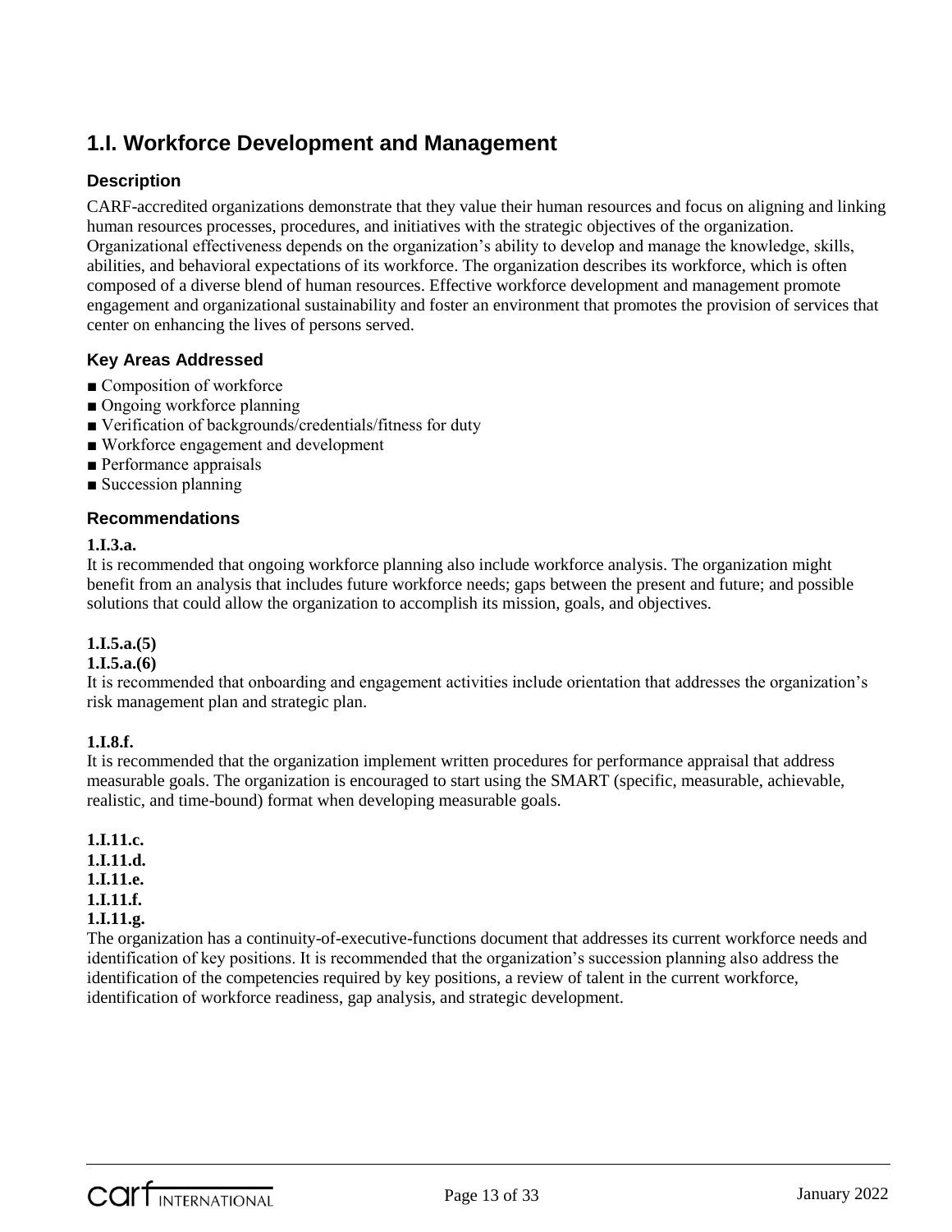## 1.I. Workforce Development and Management

### Description

CARF-accredited organizations demonstrate that they value their human resources and focus on aligning and linking human resources processes, procedures, and initiatives with the strategic objectives of the organization. Organizational effectiveness depends on the organization's ability to develop and manage the knowledge, skills, abilities, and behavioral expectations of its workforce. The organization describes its workforce, which is often composed of a diverse blend of human resources. Effective workforce development and management promote engagement and organizational sustainability and foster an environment that promotes the provision of services that center on enhancing the lives of persons served.

### Key Areas Addressed

- Composition of workforce
- Ongoing workforce planning
- Verification of backgrounds/credentials/fitness for duty
- Workforce engagement and development
- Performance appraisals
- Succession planning

### Recommendations

**1.I.3.a.**
It is recommended that ongoing workforce planning also include workforce analysis. The organization might benefit from an analysis that includes future workforce needs; gaps between the present and future; and possible solutions that could allow the organization to accomplish its mission, goals, and objectives.

**1.I.5.a.(5)**
**1.I.5.a.(6)**
It is recommended that onboarding and engagement activities include orientation that addresses the organization's risk management plan and strategic plan.

**1.I.8.f.**
It is recommended that the organization implement written procedures for performance appraisal that address measurable goals. The organization is encouraged to start using the SMART (specific, measurable, achievable, realistic, and time-bound) format when developing measurable goals.

**1.I.11.c.**
**1.I.11.d.**
**1.I.11.e.**
**1.I.11.f.**
**1.I.11.g.**
The organization has a continuity-of-executive-functions document that addresses its current workforce needs and identification of key positions. It is recommended that the organization's succession planning also address the identification of the competencies required by key positions, a review of talent in the current workforce, identification of workforce readiness, gap analysis, and strategic development.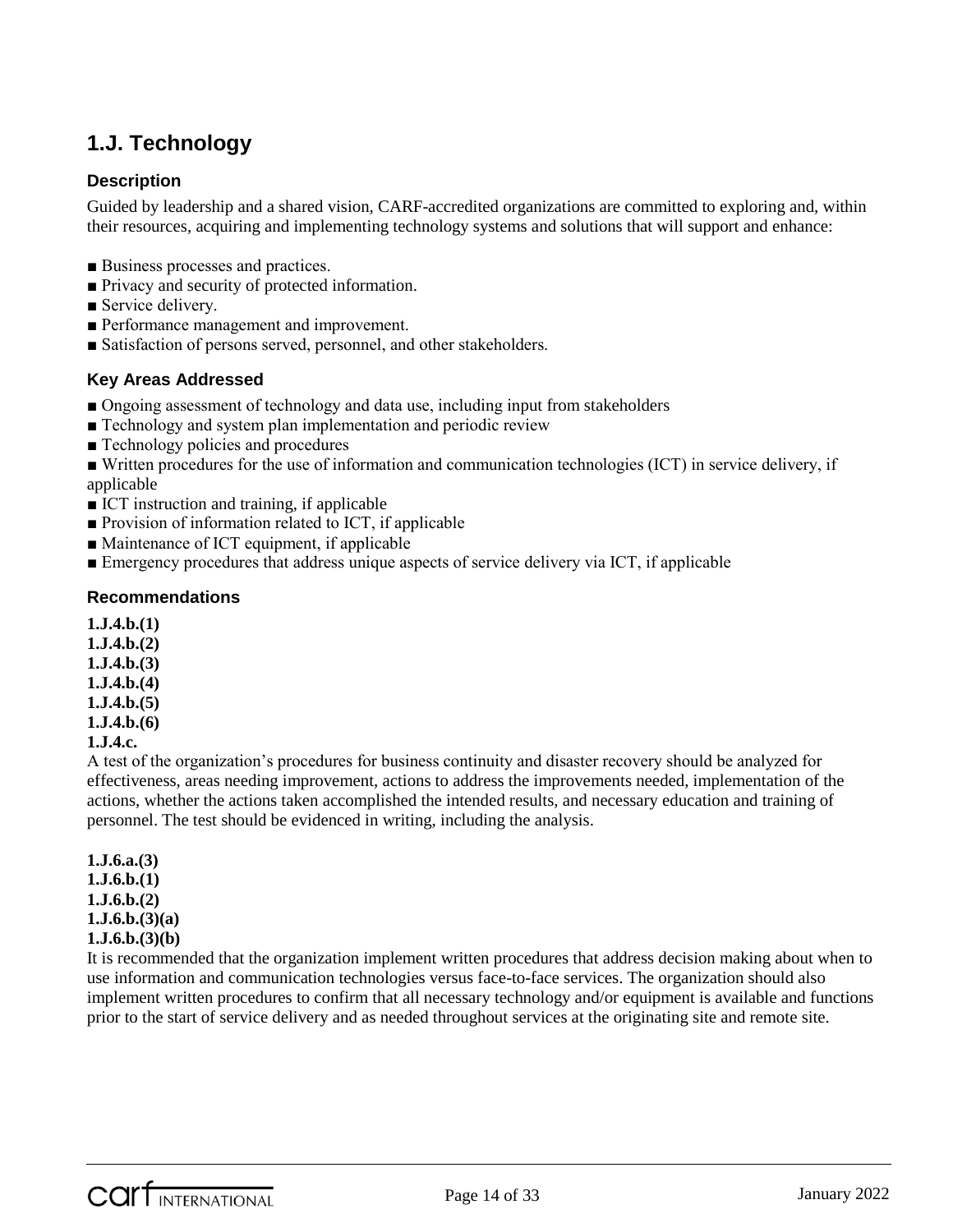## 1.J. Technology

### Description

Guided by leadership and a shared vision, CARF-accredited organizations are committed to exploring and, within their resources, acquiring and implementing technology systems and solutions that will support and enhance:

- Business processes and practices.
- Privacy and security of protected information.
- Service delivery.
- Performance management and improvement.
- Satisfaction of persons served, personnel, and other stakeholders.

### Key Areas Addressed

- Ongoing assessment of technology and data use, including input from stakeholders
- Technology and system plan implementation and periodic review
- Technology policies and procedures
- Written procedures for the use of information and communication technologies (ICT) in service delivery, if applicable
- ICT instruction and training, if applicable
- Provision of information related to ICT, if applicable
- Maintenance of ICT equipment, if applicable
- Emergency procedures that address unique aspects of service delivery via ICT, if applicable

### Recommendations

**1.J.4.b.(1)**
**1.J.4.b.(2)**
**1.J.4.b.(3)**
**1.J.4.b.(4)**
**1.J.4.b.(5)**
**1.J.4.b.(6)**
**1.J.4.c.**
A test of the organization's procedures for business continuity and disaster recovery should be analyzed for effectiveness, areas needing improvement, actions to address the improvements needed, implementation of the actions, whether the actions taken accomplished the intended results, and necessary education and training of personnel. The test should be evidenced in writing, including the analysis.

**1.J.6.a.(3)**
**1.J.6.b.(1)**
**1.J.6.b.(2)**
**1.J.6.b.(3)(a)**
**1.J.6.b.(3)(b)**
It is recommended that the organization implement written procedures that address decision making about when to use information and communication technologies versus face-to-face services. The organization should also implement written procedures to confirm that all necessary technology and/or equipment is available and functions prior to the start of service delivery and as needed throughout services at the originating site and remote site.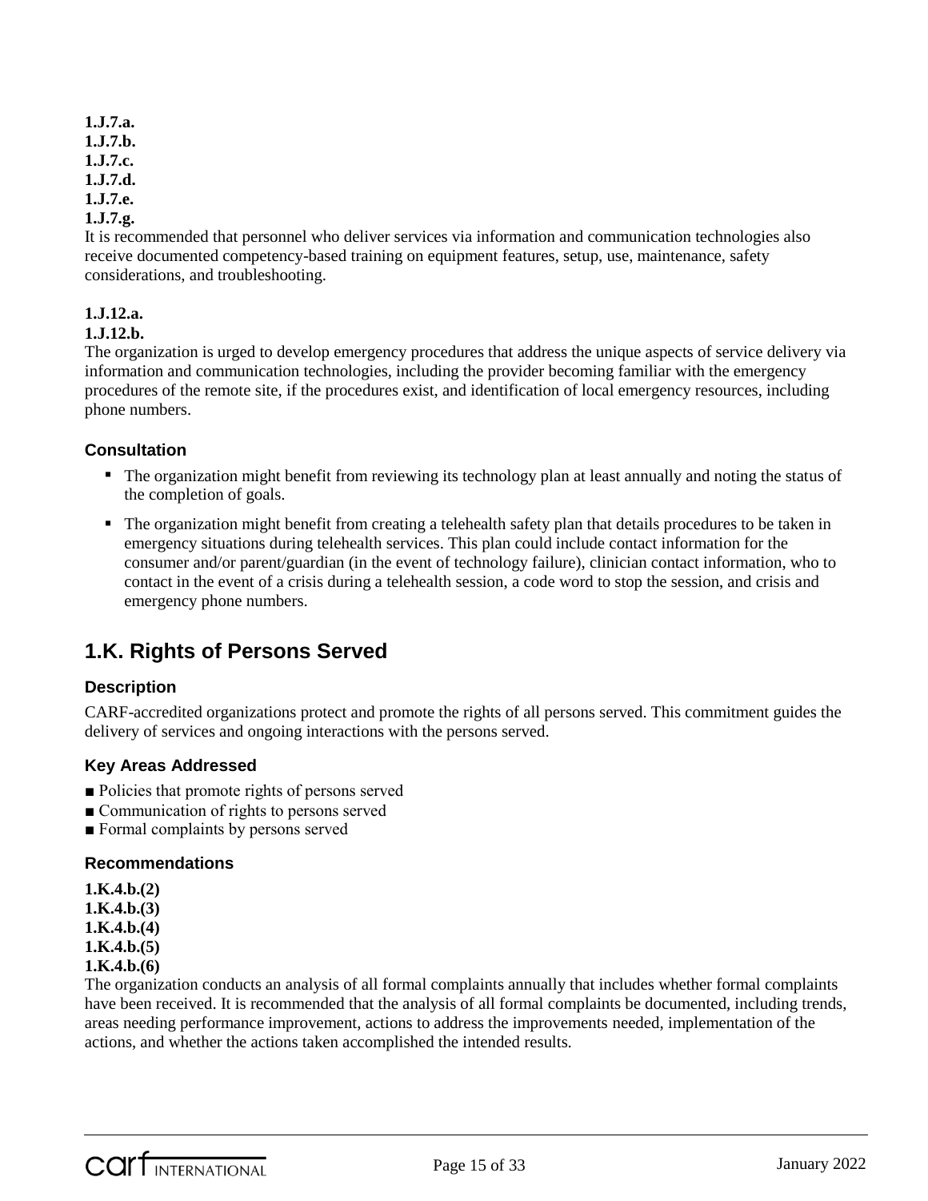**1.J.7.a.**
**1.J.7.b.**
**1.J.7.c.**
**1.J.7.d.**
**1.J.7.e.**
**1.J.7.g.**

It is recommended that personnel who deliver services via information and communication technologies also receive documented competency-based training on equipment features, setup, use, maintenance, safety considerations, and troubleshooting.

**1.J.12.a.**
**1.J.12.b.**

The organization is urged to develop emergency procedures that address the unique aspects of service delivery via information and communication technologies, including the provider becoming familiar with the emergency procedures of the remote site, if the procedures exist, and identification of local emergency resources, including phone numbers.

### Consultation

- The organization might benefit from reviewing its technology plan at least annually and noting the status of the completion of goals.
- The organization might benefit from creating a telehealth safety plan that details procedures to be taken in emergency situations during telehealth services. This plan could include contact information for the consumer and/or parent/guardian (in the event of technology failure), clinician contact information, who to contact in the event of a crisis during a telehealth session, a code word to stop the session, and crisis and emergency phone numbers.

## 1.K. Rights of Persons Served

### Description

CARF-accredited organizations protect and promote the rights of all persons served. This commitment guides the delivery of services and ongoing interactions with the persons served.

### Key Areas Addressed

- Policies that promote rights of persons served
- Communication of rights to persons served
- Formal complaints by persons served

### Recommendations

**1.K.4.b.(2)**
**1.K.4.b.(3)**
**1.K.4.b.(4)**
**1.K.4.b.(5)**
**1.K.4.b.(6)**

The organization conducts an analysis of all formal complaints annually that includes whether formal complaints have been received. It is recommended that the analysis of all formal complaints be documented, including trends, areas needing performance improvement, actions to address the improvements needed, implementation of the actions, and whether the actions taken accomplished the intended results.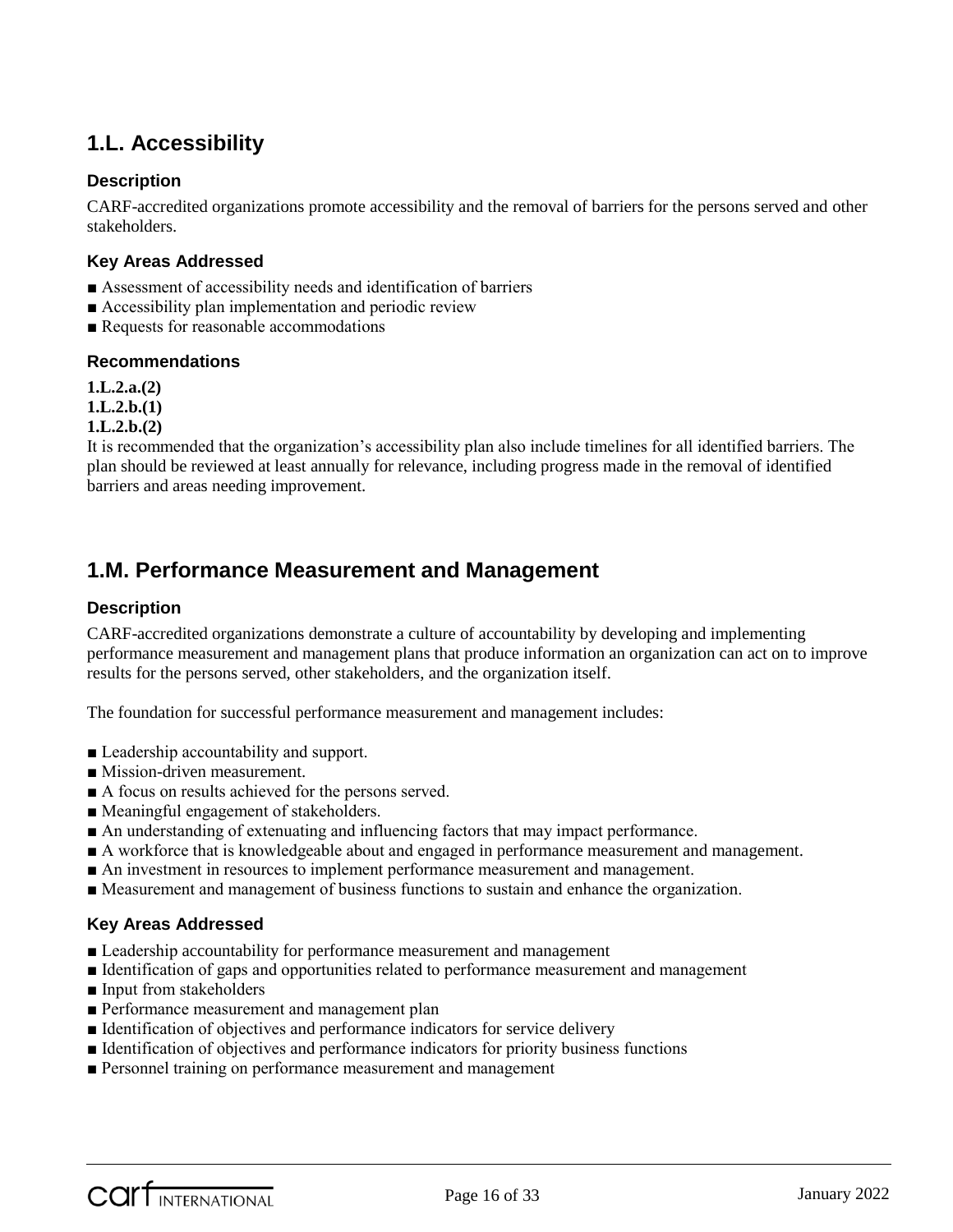## 1.L. Accessibility

### Description

CARF-accredited organizations promote accessibility and the removal of barriers for the persons served and other stakeholders.

### Key Areas Addressed

- ■ Assessment of accessibility needs and identification of barriers
- ■ Accessibility plan implementation and periodic review
- ■ Requests for reasonable accommodations

### Recommendations

**1.L.2.a.(2)**
**1.L.2.b.(1)**
**1.L.2.b.(2)**
It is recommended that the organization's accessibility plan also include timelines for all identified barriers. The plan should be reviewed at least annually for relevance, including progress made in the removal of identified barriers and areas needing improvement.

## 1.M. Performance Measurement and Management

### Description

CARF-accredited organizations demonstrate a culture of accountability by developing and implementing performance measurement and management plans that produce information an organization can act on to improve results for the persons served, other stakeholders, and the organization itself.

The foundation for successful performance measurement and management includes:

- ■ Leadership accountability and support.
- ■ Mission-driven measurement.
- ■ A focus on results achieved for the persons served.
- ■ Meaningful engagement of stakeholders.
- ■ An understanding of extenuating and influencing factors that may impact performance.
- ■ A workforce that is knowledgeable about and engaged in performance measurement and management.
- ■ An investment in resources to implement performance measurement and management.
- ■ Measurement and management of business functions to sustain and enhance the organization.

### Key Areas Addressed

- ■ Leadership accountability for performance measurement and management
- ■ Identification of gaps and opportunities related to performance measurement and management
- ■ Input from stakeholders
- ■ Performance measurement and management plan
- ■ Identification of objectives and performance indicators for service delivery
- ■ Identification of objectives and performance indicators for priority business functions
- ■ Personnel training on performance measurement and management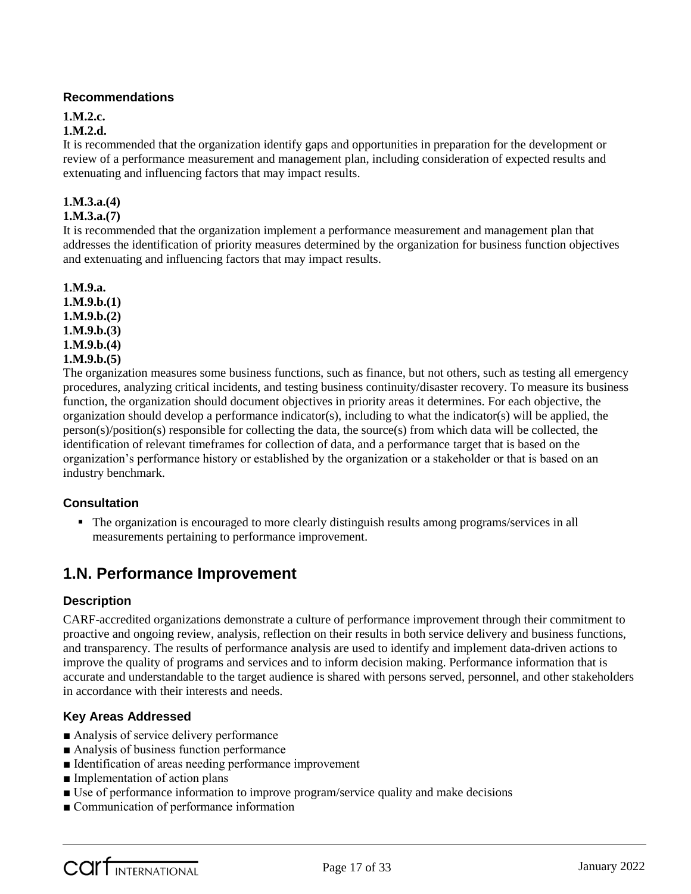### Recommendations

**1.M.2.c.**
**1.M.2.d.**
It is recommended that the organization identify gaps and opportunities in preparation for the development or review of a performance measurement and management plan, including consideration of expected results and extenuating and influencing factors that may impact results.

**1.M.3.a.(4)**
**1.M.3.a.(7)**
It is recommended that the organization implement a performance measurement and management plan that addresses the identification of priority measures determined by the organization for business function objectives and extenuating and influencing factors that may impact results.

**1.M.9.a.**
**1.M.9.b.(1)**
**1.M.9.b.(2)**
**1.M.9.b.(3)**
**1.M.9.b.(4)**
**1.M.9.b.(5)**
The organization measures some business functions, such as finance, but not others, such as testing all emergency procedures, analyzing critical incidents, and testing business continuity/disaster recovery. To measure its business function, the organization should document objectives in priority areas it determines. For each objective, the organization should develop a performance indicator(s), including to what the indicator(s) will be applied, the person(s)/position(s) responsible for collecting the data, the source(s) from which data will be collected, the identification of relevant timeframes for collection of data, and a performance target that is based on the organization's performance history or established by the organization or a stakeholder or that is based on an industry benchmark.

### Consultation

- The organization is encouraged to more clearly distinguish results among programs/services in all measurements pertaining to performance improvement.

## 1.N. Performance Improvement

### Description

CARF-accredited organizations demonstrate a culture of performance improvement through their commitment to proactive and ongoing review, analysis, reflection on their results in both service delivery and business functions, and transparency. The results of performance analysis are used to identify and implement data-driven actions to improve the quality of programs and services and to inform decision making. Performance information that is accurate and understandable to the target audience is shared with persons served, personnel, and other stakeholders in accordance with their interests and needs.

### Key Areas Addressed

- Analysis of service delivery performance
- Analysis of business function performance
- Identification of areas needing performance improvement
- Implementation of action plans
- Use of performance information to improve program/service quality and make decisions
- Communication of performance information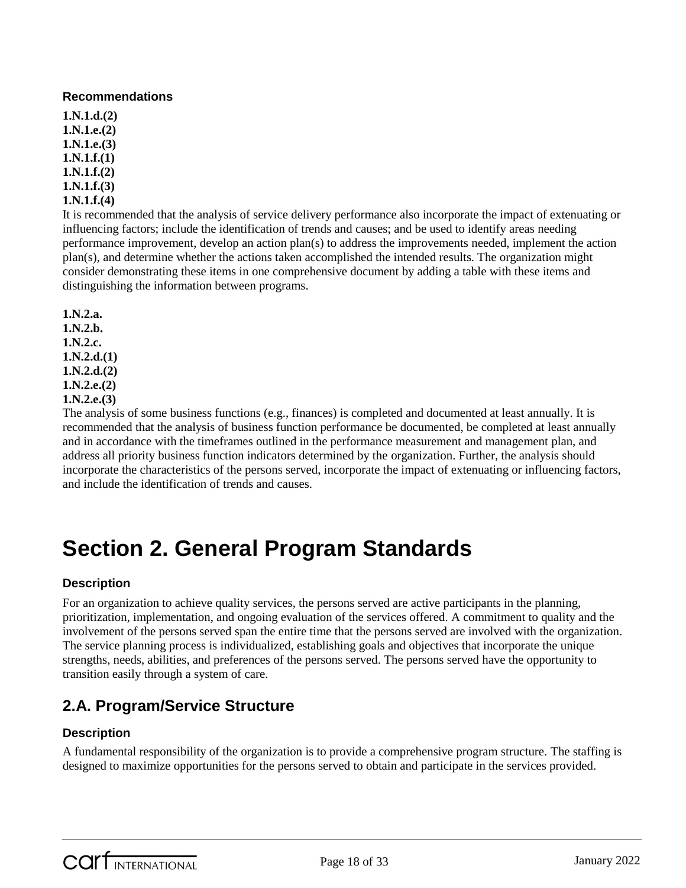### Recommendations

**1.N.1.d.(2)**
**1.N.1.e.(2)**
**1.N.1.e.(3)**
**1.N.1.f.(1)**
**1.N.1.f.(2)**
**1.N.1.f.(3)**
**1.N.1.f.(4)**

It is recommended that the analysis of service delivery performance also incorporate the impact of extenuating or influencing factors; include the identification of trends and causes; and be used to identify areas needing performance improvement, develop an action plan(s) to address the improvements needed, implement the action plan(s), and determine whether the actions taken accomplished the intended results. The organization might consider demonstrating these items in one comprehensive document by adding a table with these items and distinguishing the information between programs.

**1.N.2.a.**
**1.N.2.b.**
**1.N.2.c.**
**1.N.2.d.(1)**
**1.N.2.d.(2)**
**1.N.2.e.(2)**
**1.N.2.e.(3)**

The analysis of some business functions (e.g., finances) is completed and documented at least annually. It is recommended that the analysis of business function performance be documented, be completed at least annually and in accordance with the timeframes outlined in the performance measurement and management plan, and address all priority business function indicators determined by the organization. Further, the analysis should incorporate the characteristics of the persons served, incorporate the impact of extenuating or influencing factors, and include the identification of trends and causes.

# Section 2. General Program Standards

### Description

For an organization to achieve quality services, the persons served are active participants in the planning, prioritization, implementation, and ongoing evaluation of the services offered. A commitment to quality and the involvement of the persons served span the entire time that the persons served are involved with the organization. The service planning process is individualized, establishing goals and objectives that incorporate the unique strengths, needs, abilities, and preferences of the persons served. The persons served have the opportunity to transition easily through a system of care.

## 2.A. Program/Service Structure

### Description

A fundamental responsibility of the organization is to provide a comprehensive program structure. The staffing is designed to maximize opportunities for the persons served to obtain and participate in the services provided.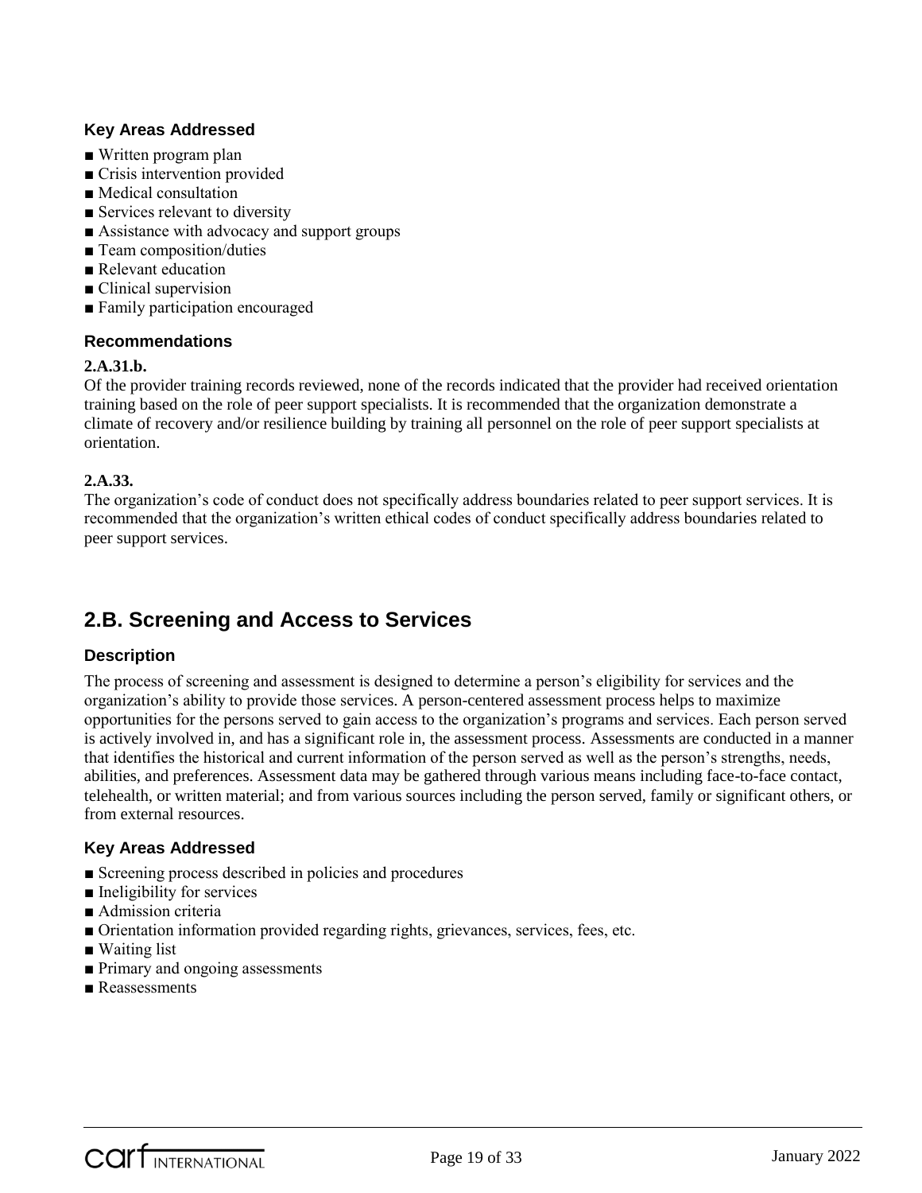### Key Areas Addressed

- ■ Written program plan
- ■ Crisis intervention provided
- ■ Medical consultation
- ■ Services relevant to diversity
- ■ Assistance with advocacy and support groups
- ■ Team composition/duties
- ■ Relevant education
- ■ Clinical supervision
- ■ Family participation encouraged

### Recommendations

**2.A.31.b.**

Of the provider training records reviewed, none of the records indicated that the provider had received orientation training based on the role of peer support specialists. It is recommended that the organization demonstrate a climate of recovery and/or resilience building by training all personnel on the role of peer support specialists at orientation.

**2.A.33.**

The organization's code of conduct does not specifically address boundaries related to peer support services. It is recommended that the organization's written ethical codes of conduct specifically address boundaries related to peer support services.

## 2.B. Screening and Access to Services

### Description

The process of screening and assessment is designed to determine a person's eligibility for services and the organization's ability to provide those services. A person-centered assessment process helps to maximize opportunities for the persons served to gain access to the organization's programs and services. Each person served is actively involved in, and has a significant role in, the assessment process. Assessments are conducted in a manner that identifies the historical and current information of the person served as well as the person's strengths, needs, abilities, and preferences. Assessment data may be gathered through various means including face-to-face contact, telehealth, or written material; and from various sources including the person served, family or significant others, or from external resources.

### Key Areas Addressed

- ■ Screening process described in policies and procedures
- ■ Ineligibility for services
- ■ Admission criteria
- ■ Orientation information provided regarding rights, grievances, services, fees, etc.
- ■ Waiting list
- ■ Primary and ongoing assessments
- ■ Reassessments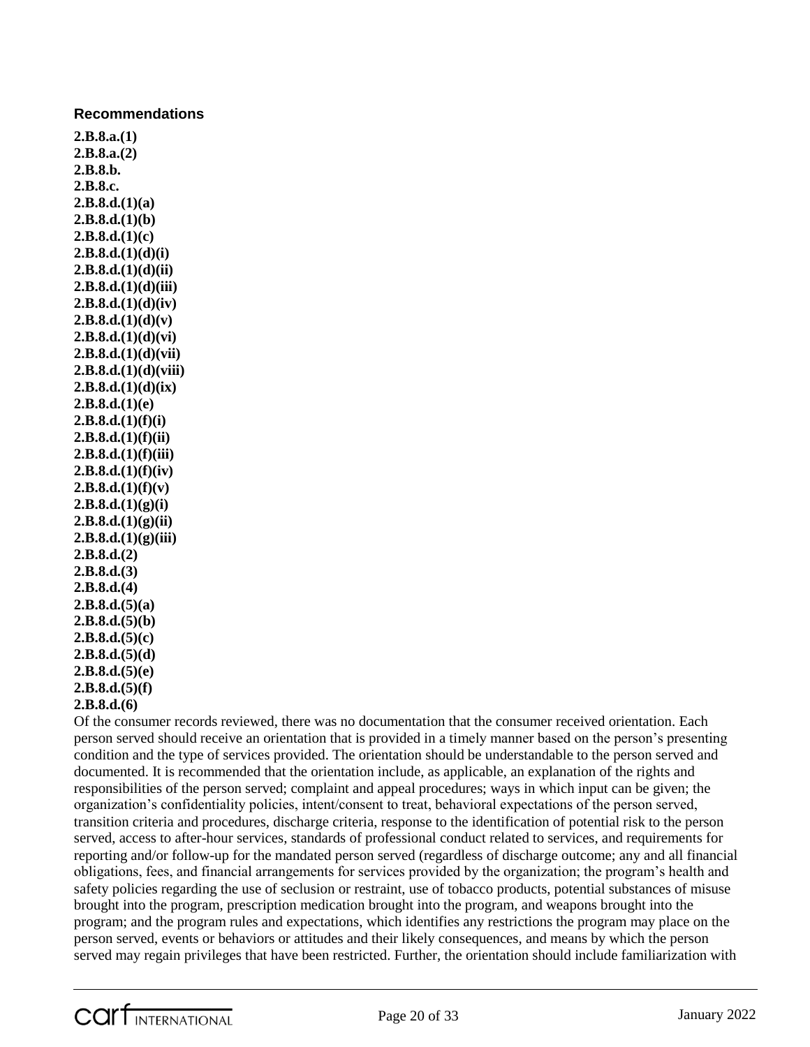**Recommendations**

**2.B.8.a.(1)**
**2.B.8.a.(2)**
**2.B.8.b.**
**2.B.8.c.**
**2.B.8.d.(1)(a)**
**2.B.8.d.(1)(b)**
**2.B.8.d.(1)(c)**
**2.B.8.d.(1)(d)(i)**
**2.B.8.d.(1)(d)(ii)**
**2.B.8.d.(1)(d)(iii)**
**2.B.8.d.(1)(d)(iv)**
**2.B.8.d.(1)(d)(v)**
**2.B.8.d.(1)(d)(vi)**
**2.B.8.d.(1)(d)(vii)**
**2.B.8.d.(1)(d)(viii)**
**2.B.8.d.(1)(d)(ix)**
**2.B.8.d.(1)(e)**
**2.B.8.d.(1)(f)(i)**
**2.B.8.d.(1)(f)(ii)**
**2.B.8.d.(1)(f)(iii)**
**2.B.8.d.(1)(f)(iv)**
**2.B.8.d.(1)(f)(v)**
**2.B.8.d.(1)(g)(i)**
**2.B.8.d.(1)(g)(ii)**
**2.B.8.d.(1)(g)(iii)**
**2.B.8.d.(2)**
**2.B.8.d.(3)**
**2.B.8.d.(4)**
**2.B.8.d.(5)(a)**
**2.B.8.d.(5)(b)**
**2.B.8.d.(5)(c)**
**2.B.8.d.(5)(d)**
**2.B.8.d.(5)(e)**
**2.B.8.d.(5)(f)**
**2.B.8.d.(6)**

Of the consumer records reviewed, there was no documentation that the consumer received orientation. Each person served should receive an orientation that is provided in a timely manner based on the person's presenting condition and the type of services provided. The orientation should be understandable to the person served and documented. It is recommended that the orientation include, as applicable, an explanation of the rights and responsibilities of the person served; complaint and appeal procedures; ways in which input can be given; the organization's confidentiality policies, intent/consent to treat, behavioral expectations of the person served, transition criteria and procedures, discharge criteria, response to the identification of potential risk to the person served, access to after-hour services, standards of professional conduct related to services, and requirements for reporting and/or follow-up for the mandated person served (regardless of discharge outcome; any and all financial obligations, fees, and financial arrangements for services provided by the organization; the program's health and safety policies regarding the use of seclusion or restraint, use of tobacco products, potential substances of misuse brought into the program, prescription medication brought into the program, and weapons brought into the program; and the program rules and expectations, which identifies any restrictions the program may place on the person served, events or behaviors or attitudes and their likely consequences, and means by which the person served may regain privileges that have been restricted. Further, the orientation should include familiarization with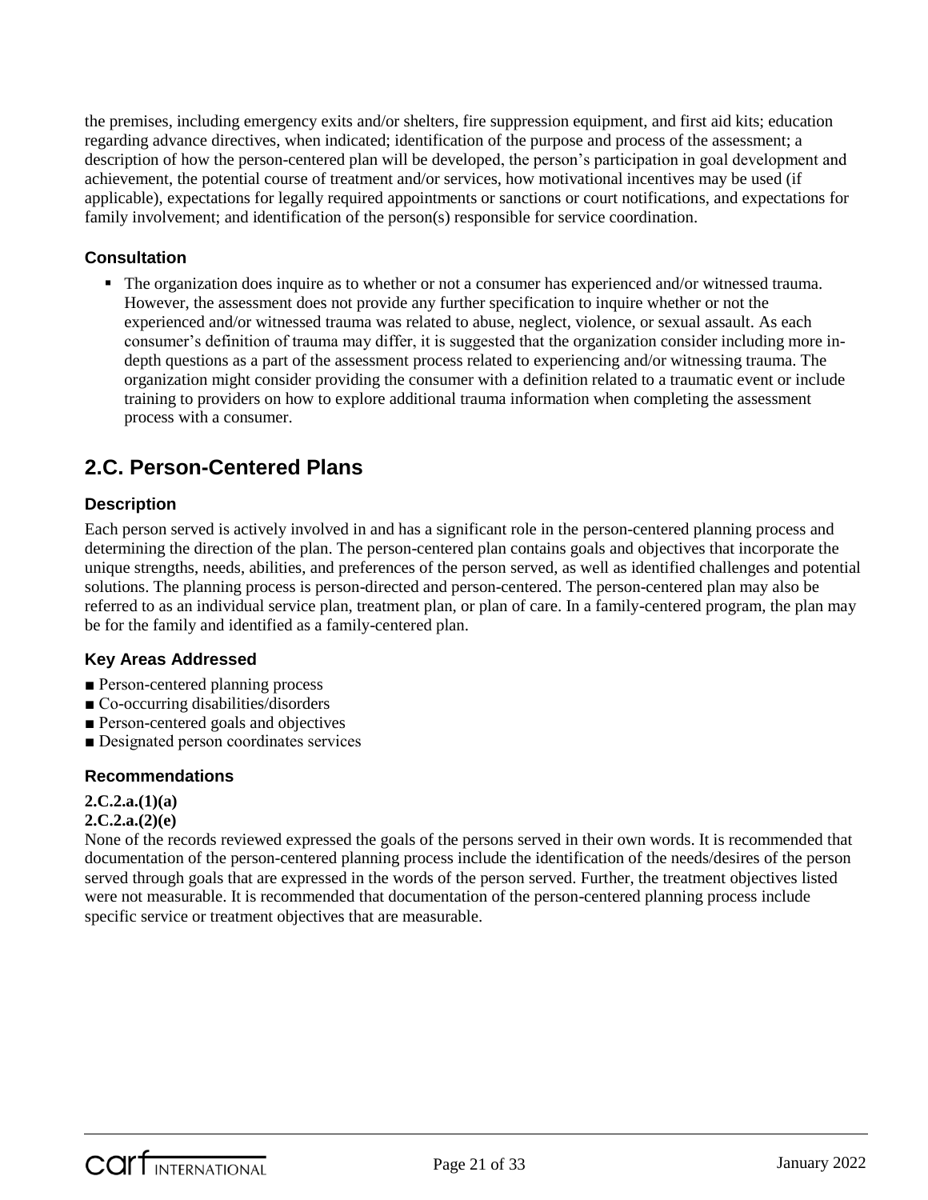the premises, including emergency exits and/or shelters, fire suppression equipment, and first aid kits; education regarding advance directives, when indicated; identification of the purpose and process of the assessment; a description of how the person-centered plan will be developed, the person's participation in goal development and achievement, the potential course of treatment and/or services, how motivational incentives may be used (if applicable), expectations for legally required appointments or sanctions or court notifications, and expectations for family involvement; and identification of the person(s) responsible for service coordination.

### Consultation

- The organization does inquire as to whether or not a consumer has experienced and/or witnessed trauma. However, the assessment does not provide any further specification to inquire whether or not the experienced and/or witnessed trauma was related to abuse, neglect, violence, or sexual assault. As each consumer's definition of trauma may differ, it is suggested that the organization consider including more in-depth questions as a part of the assessment process related to experiencing and/or witnessing trauma. The organization might consider providing the consumer with a definition related to a traumatic event or include training to providers on how to explore additional trauma information when completing the assessment process with a consumer.

## 2.C. Person-Centered Plans

### Description

Each person served is actively involved in and has a significant role in the person-centered planning process and determining the direction of the plan. The person-centered plan contains goals and objectives that incorporate the unique strengths, needs, abilities, and preferences of the person served, as well as identified challenges and potential solutions. The planning process is person-directed and person-centered. The person-centered plan may also be referred to as an individual service plan, treatment plan, or plan of care. In a family-centered program, the plan may be for the family and identified as a family-centered plan.

### Key Areas Addressed

- Person-centered planning process
- Co-occurring disabilities/disorders
- Person-centered goals and objectives
- Designated person coordinates services

### Recommendations

**2.C.2.a.(1)(a)**
**2.C.2.a.(2)(e)**
None of the records reviewed expressed the goals of the persons served in their own words. It is recommended that documentation of the person-centered planning process include the identification of the needs/desires of the person served through goals that are expressed in the words of the person served. Further, the treatment objectives listed were not measurable. It is recommended that documentation of the person-centered planning process include specific service or treatment objectives that are measurable.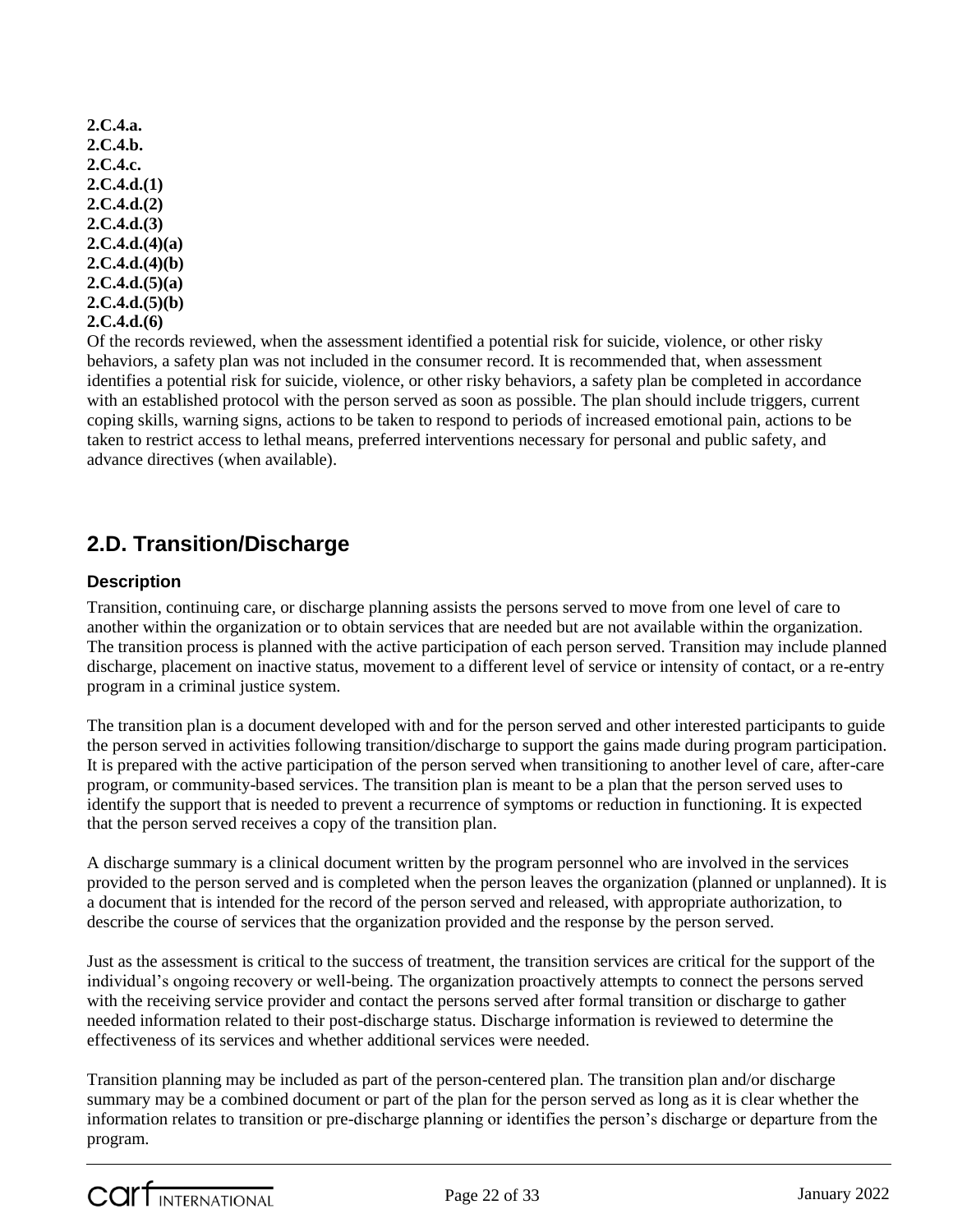**2.C.4.a.**
**2.C.4.b.**
**2.C.4.c.**
**2.C.4.d.(1)**
**2.C.4.d.(2)**
**2.C.4.d.(3)**
**2.C.4.d.(4)(a)**
**2.C.4.d.(4)(b)**
**2.C.4.d.(5)(a)**
**2.C.4.d.(5)(b)**
**2.C.4.d.(6)**

Of the records reviewed, when the assessment identified a potential risk for suicide, violence, or other risky behaviors, a safety plan was not included in the consumer record. It is recommended that, when assessment identifies a potential risk for suicide, violence, or other risky behaviors, a safety plan be completed in accordance with an established protocol with the person served as soon as possible. The plan should include triggers, current coping skills, warning signs, actions to be taken to respond to periods of increased emotional pain, actions to be taken to restrict access to lethal means, preferred interventions necessary for personal and public safety, and advance directives (when available).

## 2.D. Transition/Discharge

### Description

Transition, continuing care, or discharge planning assists the persons served to move from one level of care to another within the organization or to obtain services that are needed but are not available within the organization. The transition process is planned with the active participation of each person served. Transition may include planned discharge, placement on inactive status, movement to a different level of service or intensity of contact, or a re-entry program in a criminal justice system.

The transition plan is a document developed with and for the person served and other interested participants to guide the person served in activities following transition/discharge to support the gains made during program participation. It is prepared with the active participation of the person served when transitioning to another level of care, after-care program, or community-based services. The transition plan is meant to be a plan that the person served uses to identify the support that is needed to prevent a recurrence of symptoms or reduction in functioning. It is expected that the person served receives a copy of the transition plan.

A discharge summary is a clinical document written by the program personnel who are involved in the services provided to the person served and is completed when the person leaves the organization (planned or unplanned). It is a document that is intended for the record of the person served and released, with appropriate authorization, to describe the course of services that the organization provided and the response by the person served.

Just as the assessment is critical to the success of treatment, the transition services are critical for the support of the individual's ongoing recovery or well-being. The organization proactively attempts to connect the persons served with the receiving service provider and contact the persons served after formal transition or discharge to gather needed information related to their post-discharge status. Discharge information is reviewed to determine the effectiveness of its services and whether additional services were needed.

Transition planning may be included as part of the person-centered plan. The transition plan and/or discharge summary may be a combined document or part of the plan for the person served as long as it is clear whether the information relates to transition or pre-discharge planning or identifies the person's discharge or departure from the program.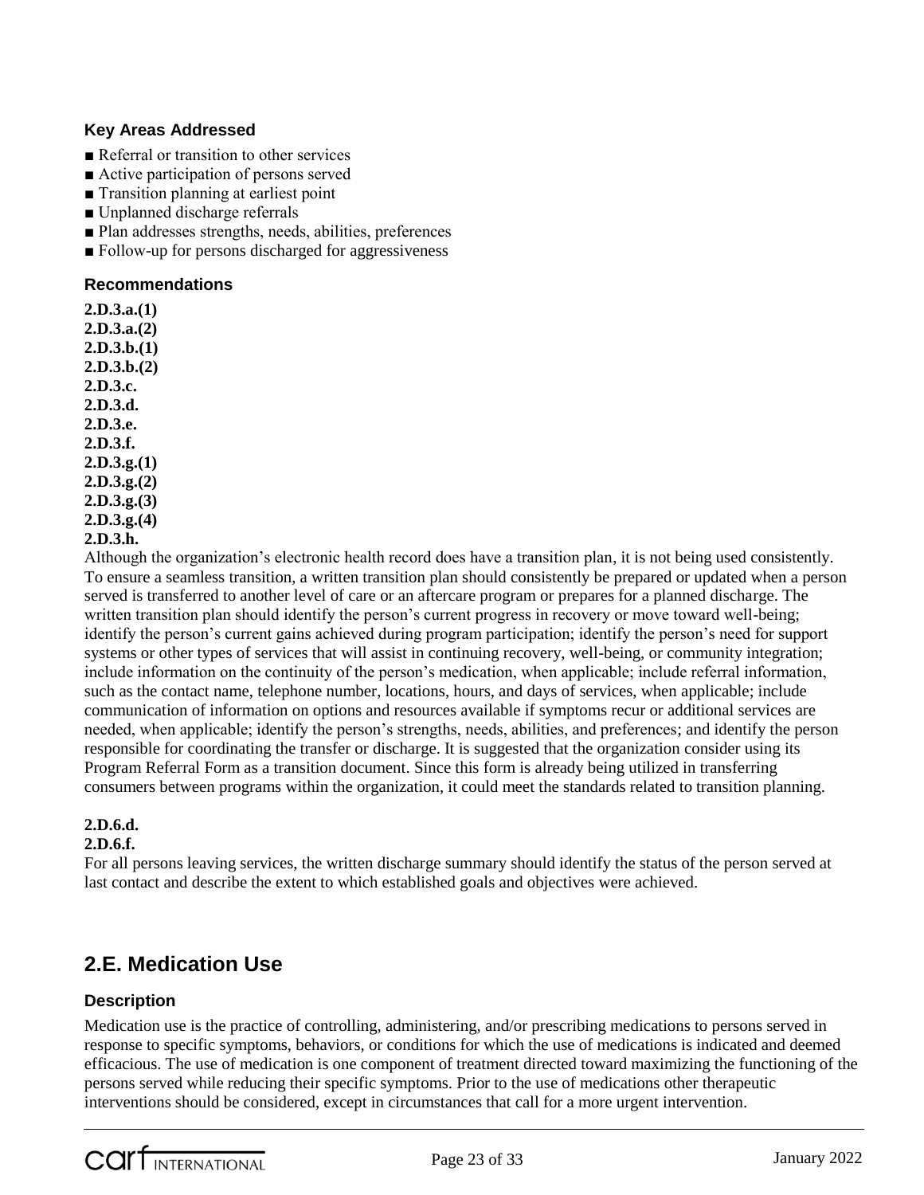### Key Areas Addressed

- ■ Referral or transition to other services
- ■ Active participation of persons served
- ■ Transition planning at earliest point
- ■ Unplanned discharge referrals
- ■ Plan addresses strengths, needs, abilities, preferences
- ■ Follow-up for persons discharged for aggressiveness

### Recommendations

**2.D.3.a.(1)**
**2.D.3.a.(2)**
**2.D.3.b.(1)**
**2.D.3.b.(2)**
**2.D.3.c.**
**2.D.3.d.**
**2.D.3.e.**
**2.D.3.f.**
**2.D.3.g.(1)**
**2.D.3.g.(2)**
**2.D.3.g.(3)**
**2.D.3.g.(4)**
**2.D.3.h.**

Although the organization's electronic health record does have a transition plan, it is not being used consistently. To ensure a seamless transition, a written transition plan should consistently be prepared or updated when a person served is transferred to another level of care or an aftercare program or prepares for a planned discharge. The written transition plan should identify the person's current progress in recovery or move toward well-being; identify the person's current gains achieved during program participation; identify the person's need for support systems or other types of services that will assist in continuing recovery, well-being, or community integration; include information on the continuity of the person's medication, when applicable; include referral information, such as the contact name, telephone number, locations, hours, and days of services, when applicable; include communication of information on options and resources available if symptoms recur or additional services are needed, when applicable; identify the person's strengths, needs, abilities, and preferences; and identify the person responsible for coordinating the transfer or discharge. It is suggested that the organization consider using its Program Referral Form as a transition document. Since this form is already being utilized in transferring consumers between programs within the organization, it could meet the standards related to transition planning.

**2.D.6.d.**
**2.D.6.f.**

For all persons leaving services, the written discharge summary should identify the status of the person served at last contact and describe the extent to which established goals and objectives were achieved.

## 2.E. Medication Use

### Description

Medication use is the practice of controlling, administering, and/or prescribing medications to persons served in response to specific symptoms, behaviors, or conditions for which the use of medications is indicated and deemed efficacious. The use of medication is one component of treatment directed toward maximizing the functioning of the persons served while reducing their specific symptoms. Prior to the use of medications other therapeutic interventions should be considered, except in circumstances that call for a more urgent intervention.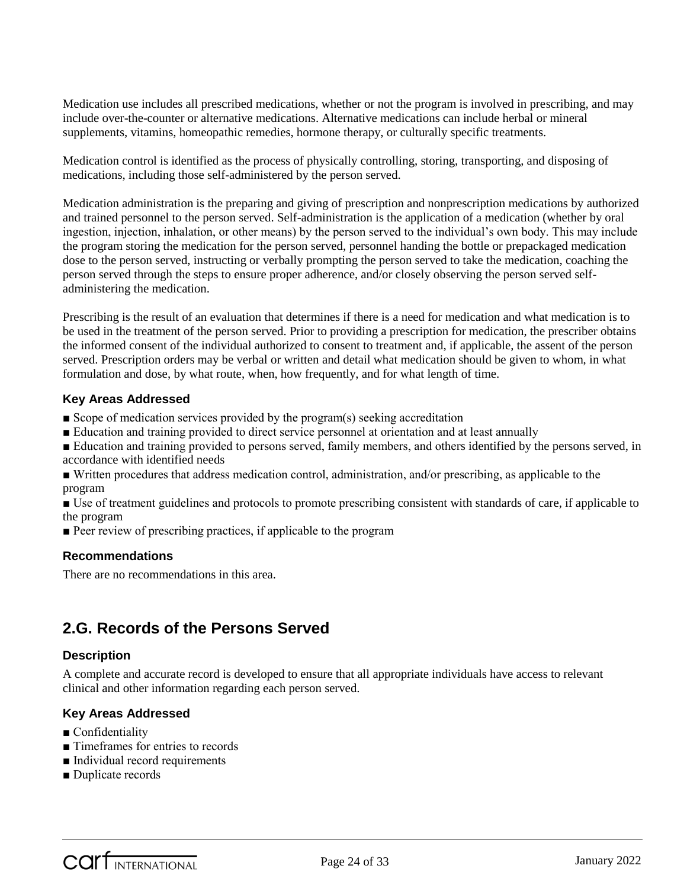Medication use includes all prescribed medications, whether or not the program is involved in prescribing, and may include over-the-counter or alternative medications. Alternative medications can include herbal or mineral supplements, vitamins, homeopathic remedies, hormone therapy, or culturally specific treatments.

Medication control is identified as the process of physically controlling, storing, transporting, and disposing of medications, including those self-administered by the person served.

Medication administration is the preparing and giving of prescription and nonprescription medications by authorized and trained personnel to the person served. Self-administration is the application of a medication (whether by oral ingestion, injection, inhalation, or other means) by the person served to the individual's own body. This may include the program storing the medication for the person served, personnel handing the bottle or prepackaged medication dose to the person served, instructing or verbally prompting the person served to take the medication, coaching the person served through the steps to ensure proper adherence, and/or closely observing the person served self-administering the medication.

Prescribing is the result of an evaluation that determines if there is a need for medication and what medication is to be used in the treatment of the person served. Prior to providing a prescription for medication, the prescriber obtains the informed consent of the individual authorized to consent to treatment and, if applicable, the assent of the person served. Prescription orders may be verbal or written and detail what medication should be given to whom, in what formulation and dose, by what route, when, how frequently, and for what length of time.

### Key Areas Addressed

- Scope of medication services provided by the program(s) seeking accreditation
- Education and training provided to direct service personnel at orientation and at least annually
- Education and training provided to persons served, family members, and others identified by the persons served, in accordance with identified needs
- Written procedures that address medication control, administration, and/or prescribing, as applicable to the program
- Use of treatment guidelines and protocols to promote prescribing consistent with standards of care, if applicable to the program
- Peer review of prescribing practices, if applicable to the program

### Recommendations

There are no recommendations in this area.

## 2.G. Records of the Persons Served

### Description

A complete and accurate record is developed to ensure that all appropriate individuals have access to relevant clinical and other information regarding each person served.

### Key Areas Addressed

- Confidentiality
- Timeframes for entries to records
- Individual record requirements
- Duplicate records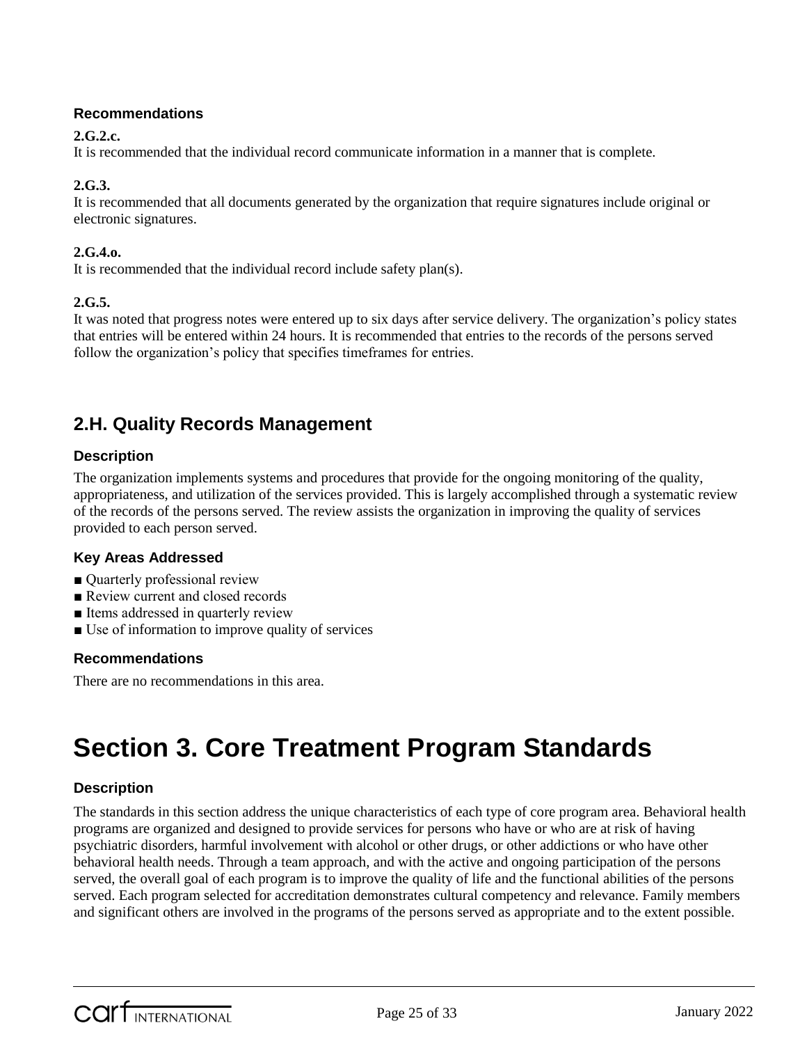### Recommendations

**2.G.2.c.**
It is recommended that the individual record communicate information in a manner that is complete.

**2.G.3.**
It is recommended that all documents generated by the organization that require signatures include original or electronic signatures.

**2.G.4.o.**
It is recommended that the individual record include safety plan(s).

**2.G.5.**
It was noted that progress notes were entered up to six days after service delivery. The organization's policy states that entries will be entered within 24 hours. It is recommended that entries to the records of the persons served follow the organization's policy that specifies timeframes for entries.

## 2.H. Quality Records Management

### Description

The organization implements systems and procedures that provide for the ongoing monitoring of the quality, appropriateness, and utilization of the services provided. This is largely accomplished through a systematic review of the records of the persons served. The review assists the organization in improving the quality of services provided to each person served.

### Key Areas Addressed

- Quarterly professional review
- Review current and closed records
- Items addressed in quarterly review
- Use of information to improve quality of services

### Recommendations

There are no recommendations in this area.

# Section 3. Core Treatment Program Standards

### Description

The standards in this section address the unique characteristics of each type of core program area. Behavioral health programs are organized and designed to provide services for persons who have or who are at risk of having psychiatric disorders, harmful involvement with alcohol or other drugs, or other addictions or who have other behavioral health needs. Through a team approach, and with the active and ongoing participation of the persons served, the overall goal of each program is to improve the quality of life and the functional abilities of the persons served. Each program selected for accreditation demonstrates cultural competency and relevance. Family members and significant others are involved in the programs of the persons served as appropriate and to the extent possible.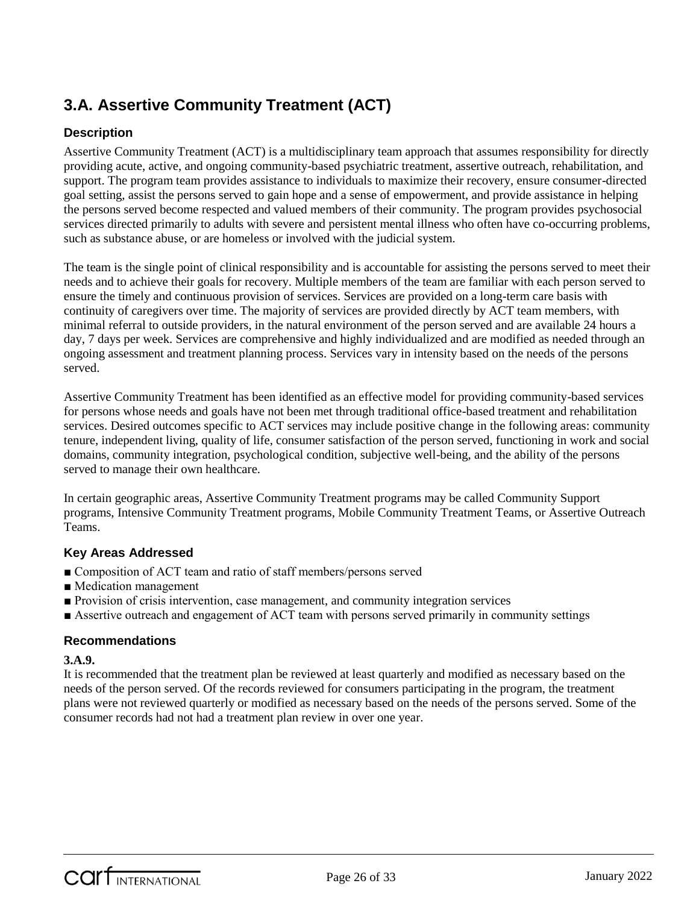## 3.A. Assertive Community Treatment (ACT)

### Description

Assertive Community Treatment (ACT) is a multidisciplinary team approach that assumes responsibility for directly providing acute, active, and ongoing community-based psychiatric treatment, assertive outreach, rehabilitation, and support. The program team provides assistance to individuals to maximize their recovery, ensure consumer-directed goal setting, assist the persons served to gain hope and a sense of empowerment, and provide assistance in helping the persons served become respected and valued members of their community. The program provides psychosocial services directed primarily to adults with severe and persistent mental illness who often have co-occurring problems, such as substance abuse, or are homeless or involved with the judicial system.

The team is the single point of clinical responsibility and is accountable for assisting the persons served to meet their needs and to achieve their goals for recovery. Multiple members of the team are familiar with each person served to ensure the timely and continuous provision of services. Services are provided on a long-term care basis with continuity of caregivers over time. The majority of services are provided directly by ACT team members, with minimal referral to outside providers, in the natural environment of the person served and are available 24 hours a day, 7 days per week. Services are comprehensive and highly individualized and are modified as needed through an ongoing assessment and treatment planning process. Services vary in intensity based on the needs of the persons served.

Assertive Community Treatment has been identified as an effective model for providing community-based services for persons whose needs and goals have not been met through traditional office-based treatment and rehabilitation services. Desired outcomes specific to ACT services may include positive change in the following areas: community tenure, independent living, quality of life, consumer satisfaction of the person served, functioning in work and social domains, community integration, psychological condition, subjective well-being, and the ability of the persons served to manage their own healthcare.

In certain geographic areas, Assertive Community Treatment programs may be called Community Support programs, Intensive Community Treatment programs, Mobile Community Treatment Teams, or Assertive Outreach Teams.

### Key Areas Addressed

- Composition of ACT team and ratio of staff members/persons served
- Medication management
- Provision of crisis intervention, case management, and community integration services
- Assertive outreach and engagement of ACT team with persons served primarily in community settings

### Recommendations

**3.A.9.**

It is recommended that the treatment plan be reviewed at least quarterly and modified as necessary based on the needs of the person served. Of the records reviewed for consumers participating in the program, the treatment plans were not reviewed quarterly or modified as necessary based on the needs of the persons served. Some of the consumer records had not had a treatment plan review in over one year.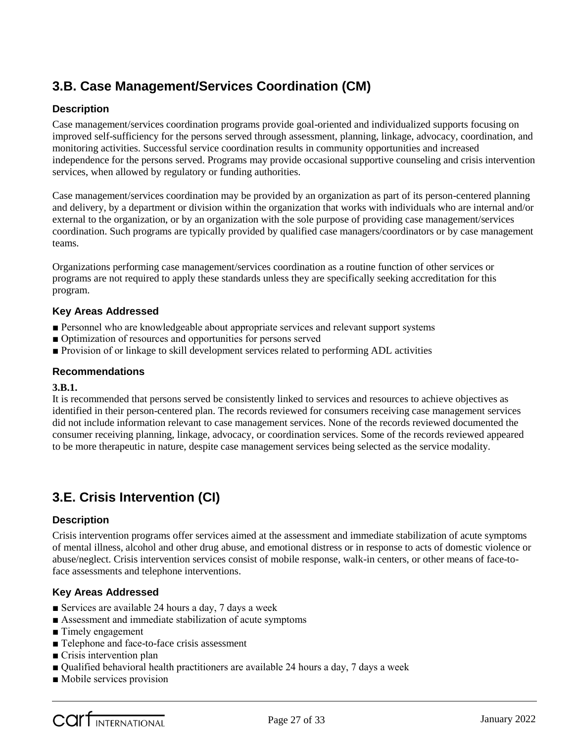## 3.B. Case Management/Services Coordination (CM)

### Description

Case management/services coordination programs provide goal-oriented and individualized supports focusing on improved self-sufficiency for the persons served through assessment, planning, linkage, advocacy, coordination, and monitoring activities. Successful service coordination results in community opportunities and increased independence for the persons served. Programs may provide occasional supportive counseling and crisis intervention services, when allowed by regulatory or funding authorities.

Case management/services coordination may be provided by an organization as part of its person-centered planning and delivery, by a department or division within the organization that works with individuals who are internal and/or external to the organization, or by an organization with the sole purpose of providing case management/services coordination. Such programs are typically provided by qualified case managers/coordinators or by case management teams.

Organizations performing case management/services coordination as a routine function of other services or programs are not required to apply these standards unless they are specifically seeking accreditation for this program.

### Key Areas Addressed

- Personnel who are knowledgeable about appropriate services and relevant support systems
- Optimization of resources and opportunities for persons served
- Provision of or linkage to skill development services related to performing ADL activities

### Recommendations

**3.B.1.**

It is recommended that persons served be consistently linked to services and resources to achieve objectives as identified in their person-centered plan. The records reviewed for consumers receiving case management services did not include information relevant to case management services. None of the records reviewed documented the consumer receiving planning, linkage, advocacy, or coordination services. Some of the records reviewed appeared to be more therapeutic in nature, despite case management services being selected as the service modality.

## 3.E. Crisis Intervention (CI)

### Description

Crisis intervention programs offer services aimed at the assessment and immediate stabilization of acute symptoms of mental illness, alcohol and other drug abuse, and emotional distress or in response to acts of domestic violence or abuse/neglect. Crisis intervention services consist of mobile response, walk-in centers, or other means of face-to-face assessments and telephone interventions.

### Key Areas Addressed

- Services are available 24 hours a day, 7 days a week
- Assessment and immediate stabilization of acute symptoms
- Timely engagement
- Telephone and face-to-face crisis assessment
- Crisis intervention plan
- Qualified behavioral health practitioners are available 24 hours a day, 7 days a week
- Mobile services provision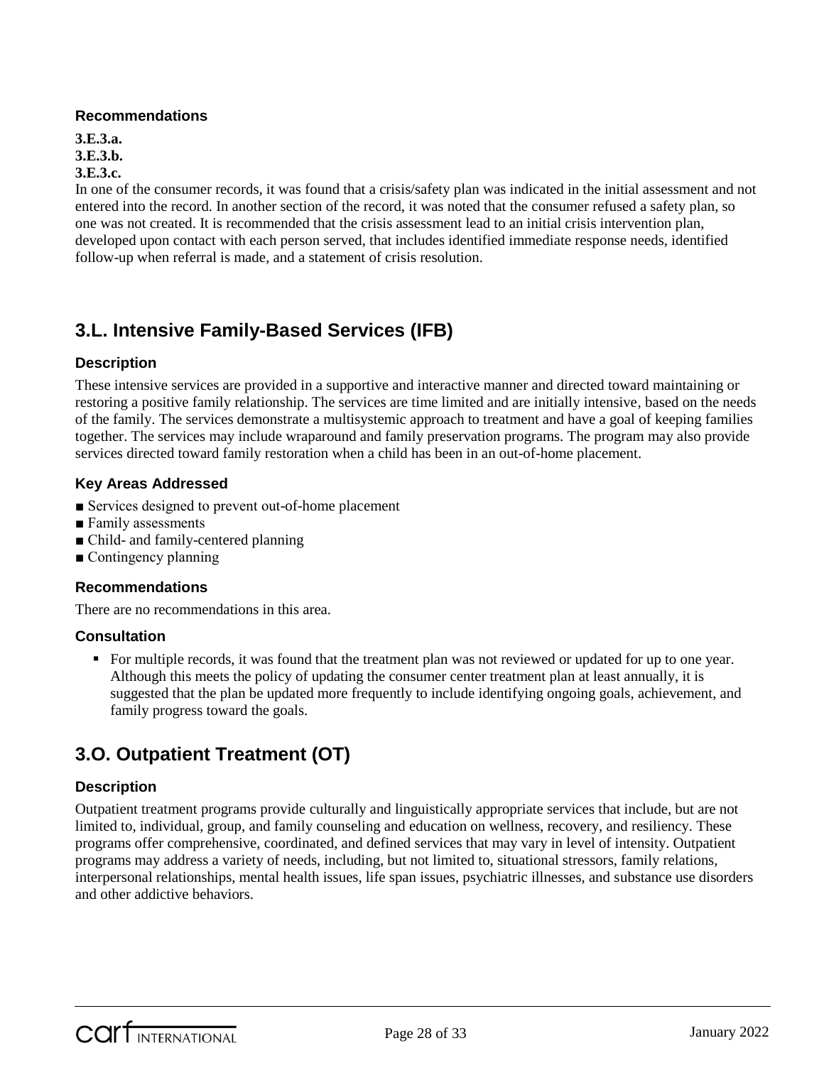### Recommendations

**3.E.3.a.**
**3.E.3.b.**
**3.E.3.c.**
In one of the consumer records, it was found that a crisis/safety plan was indicated in the initial assessment and not entered into the record. In another section of the record, it was noted that the consumer refused a safety plan, so one was not created. It is recommended that the crisis assessment lead to an initial crisis intervention plan, developed upon contact with each person served, that includes identified immediate response needs, identified follow-up when referral is made, and a statement of crisis resolution.

## 3.L. Intensive Family-Based Services (IFB)

### Description

These intensive services are provided in a supportive and interactive manner and directed toward maintaining or restoring a positive family relationship. The services are time limited and are initially intensive, based on the needs of the family. The services demonstrate a multisystemic approach to treatment and have a goal of keeping families together. The services may include wraparound and family preservation programs. The program may also provide services directed toward family restoration when a child has been in an out-of-home placement.

### Key Areas Addressed

- Services designed to prevent out-of-home placement
- Family assessments
- Child- and family-centered planning
- Contingency planning

### Recommendations

There are no recommendations in this area.

### Consultation

- For multiple records, it was found that the treatment plan was not reviewed or updated for up to one year. Although this meets the policy of updating the consumer center treatment plan at least annually, it is suggested that the plan be updated more frequently to include identifying ongoing goals, achievement, and family progress toward the goals.

## 3.O. Outpatient Treatment (OT)

### Description

Outpatient treatment programs provide culturally and linguistically appropriate services that include, but are not limited to, individual, group, and family counseling and education on wellness, recovery, and resiliency. These programs offer comprehensive, coordinated, and defined services that may vary in level of intensity. Outpatient programs may address a variety of needs, including, but not limited to, situational stressors, family relations, interpersonal relationships, mental health issues, life span issues, psychiatric illnesses, and substance use disorders and other addictive behaviors.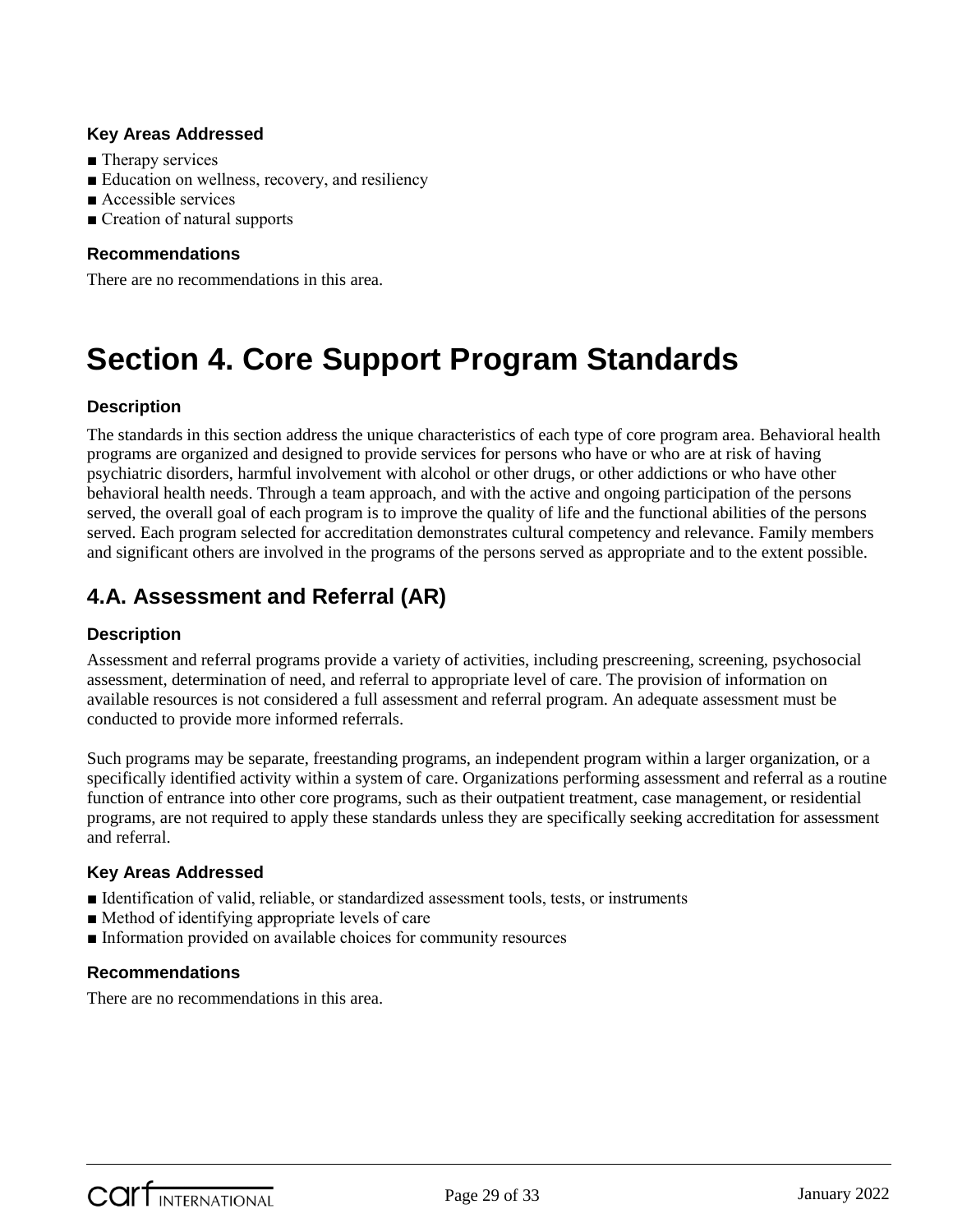### Key Areas Addressed

- Therapy services
- Education on wellness, recovery, and resiliency
- Accessible services
- Creation of natural supports

### Recommendations

There are no recommendations in this area.

# Section 4. Core Support Program Standards

### Description

The standards in this section address the unique characteristics of each type of core program area. Behavioral health programs are organized and designed to provide services for persons who have or who are at risk of having psychiatric disorders, harmful involvement with alcohol or other drugs, or other addictions or who have other behavioral health needs. Through a team approach, and with the active and ongoing participation of the persons served, the overall goal of each program is to improve the quality of life and the functional abilities of the persons served. Each program selected for accreditation demonstrates cultural competency and relevance. Family members and significant others are involved in the programs of the persons served as appropriate and to the extent possible.

## 4.A. Assessment and Referral (AR)

### Description

Assessment and referral programs provide a variety of activities, including prescreening, screening, psychosocial assessment, determination of need, and referral to appropriate level of care. The provision of information on available resources is not considered a full assessment and referral program. An adequate assessment must be conducted to provide more informed referrals.

Such programs may be separate, freestanding programs, an independent program within a larger organization, or a specifically identified activity within a system of care. Organizations performing assessment and referral as a routine function of entrance into other core programs, such as their outpatient treatment, case management, or residential programs, are not required to apply these standards unless they are specifically seeking accreditation for assessment and referral.

### Key Areas Addressed

- Identification of valid, reliable, or standardized assessment tools, tests, or instruments
- Method of identifying appropriate levels of care
- Information provided on available choices for community resources

### Recommendations

There are no recommendations in this area.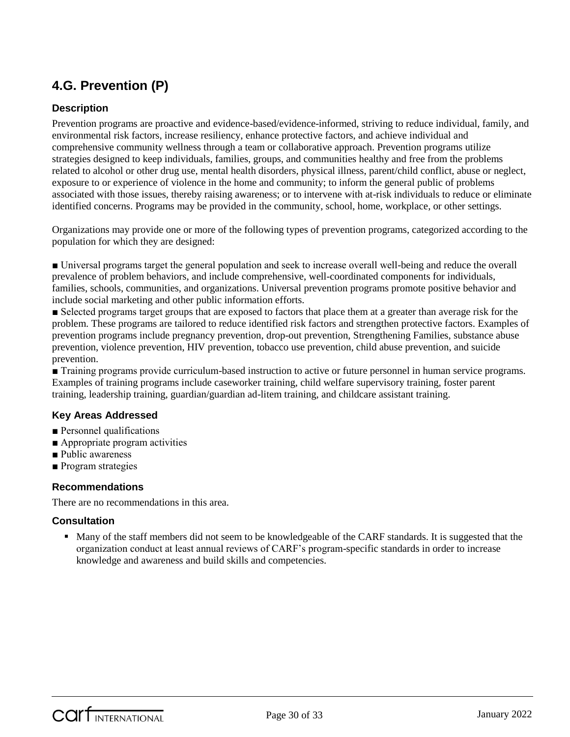## 4.G. Prevention (P)

### Description

Prevention programs are proactive and evidence-based/evidence-informed, striving to reduce individual, family, and environmental risk factors, increase resiliency, enhance protective factors, and achieve individual and comprehensive community wellness through a team or collaborative approach. Prevention programs utilize strategies designed to keep individuals, families, groups, and communities healthy and free from the problems related to alcohol or other drug use, mental health disorders, physical illness, parent/child conflict, abuse or neglect, exposure to or experience of violence in the home and community; to inform the general public of problems associated with those issues, thereby raising awareness; or to intervene with at-risk individuals to reduce or eliminate identified concerns. Programs may be provided in the community, school, home, workplace, or other settings.

Organizations may provide one or more of the following types of prevention programs, categorized according to the population for which they are designed:

- Universal programs target the general population and seek to increase overall well-being and reduce the overall prevalence of problem behaviors, and include comprehensive, well-coordinated components for individuals, families, schools, communities, and organizations. Universal prevention programs promote positive behavior and include social marketing and other public information efforts.
- Selected programs target groups that are exposed to factors that place them at a greater than average risk for the problem. These programs are tailored to reduce identified risk factors and strengthen protective factors. Examples of prevention programs include pregnancy prevention, drop-out prevention, Strengthening Families, substance abuse prevention, violence prevention, HIV prevention, tobacco use prevention, child abuse prevention, and suicide prevention.
- Training programs provide curriculum-based instruction to active or future personnel in human service programs. Examples of training programs include caseworker training, child welfare supervisory training, foster parent training, leadership training, guardian/guardian ad-litem training, and childcare assistant training.

### Key Areas Addressed

- Personnel qualifications
- Appropriate program activities
- Public awareness
- Program strategies

### Recommendations

There are no recommendations in this area.

### Consultation

- Many of the staff members did not seem to be knowledgeable of the CARF standards. It is suggested that the organization conduct at least annual reviews of CARF's program-specific standards in order to increase knowledge and awareness and build skills and competencies.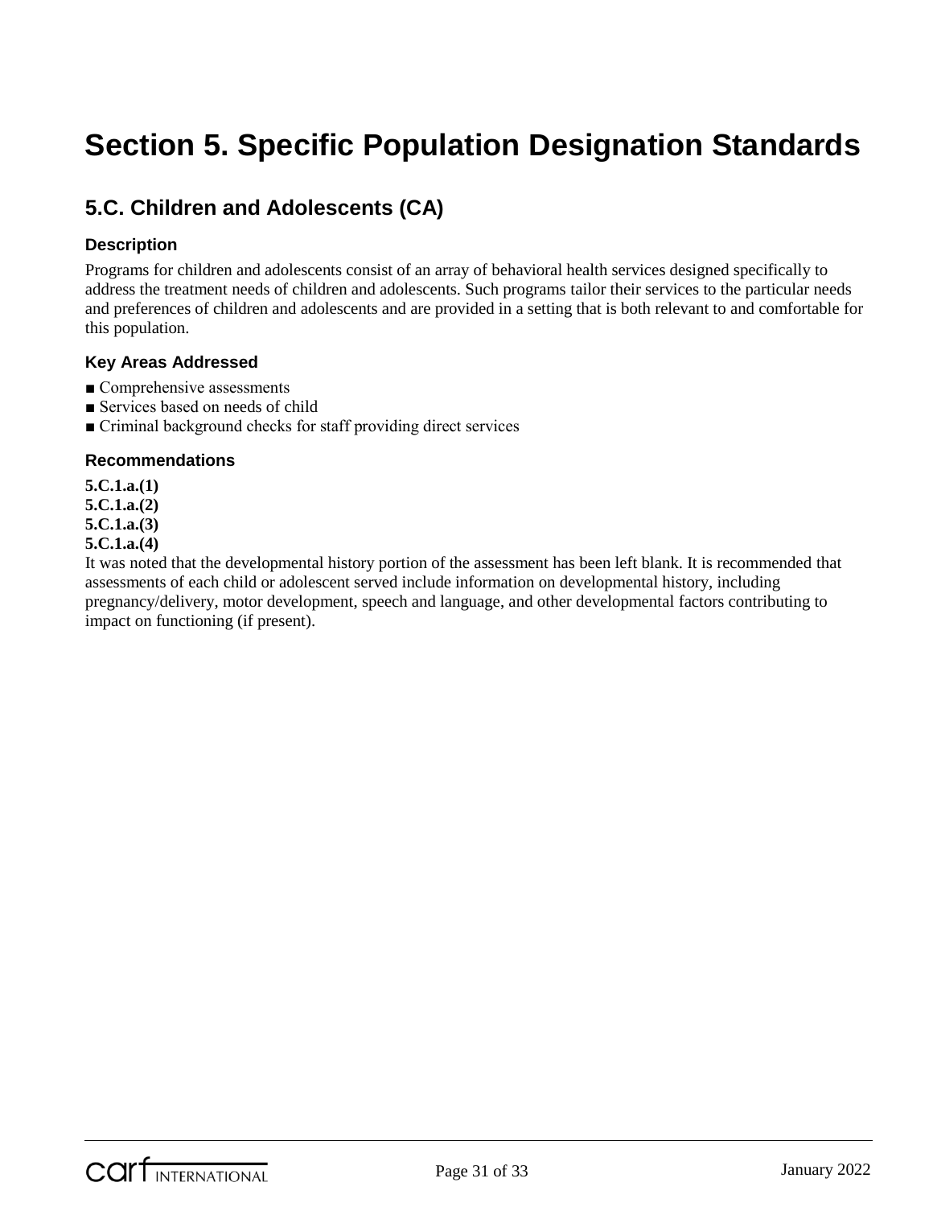# Section 5. Specific Population Designation Standards

## 5.C. Children and Adolescents (CA)

### Description

Programs for children and adolescents consist of an array of behavioral health services designed specifically to address the treatment needs of children and adolescents. Such programs tailor their services to the particular needs and preferences of children and adolescents and are provided in a setting that is both relevant to and comfortable for this population.

### Key Areas Addressed

- ■ Comprehensive assessments
- ■ Services based on needs of child
- ■ Criminal background checks for staff providing direct services

### Recommendations

**5.C.1.a.(1)**
**5.C.1.a.(2)**
**5.C.1.a.(3)**
**5.C.1.a.(4)**
It was noted that the developmental history portion of the assessment has been left blank. It is recommended that assessments of each child or adolescent served include information on developmental history, including pregnancy/delivery, motor development, speech and language, and other developmental factors contributing to impact on functioning (if present).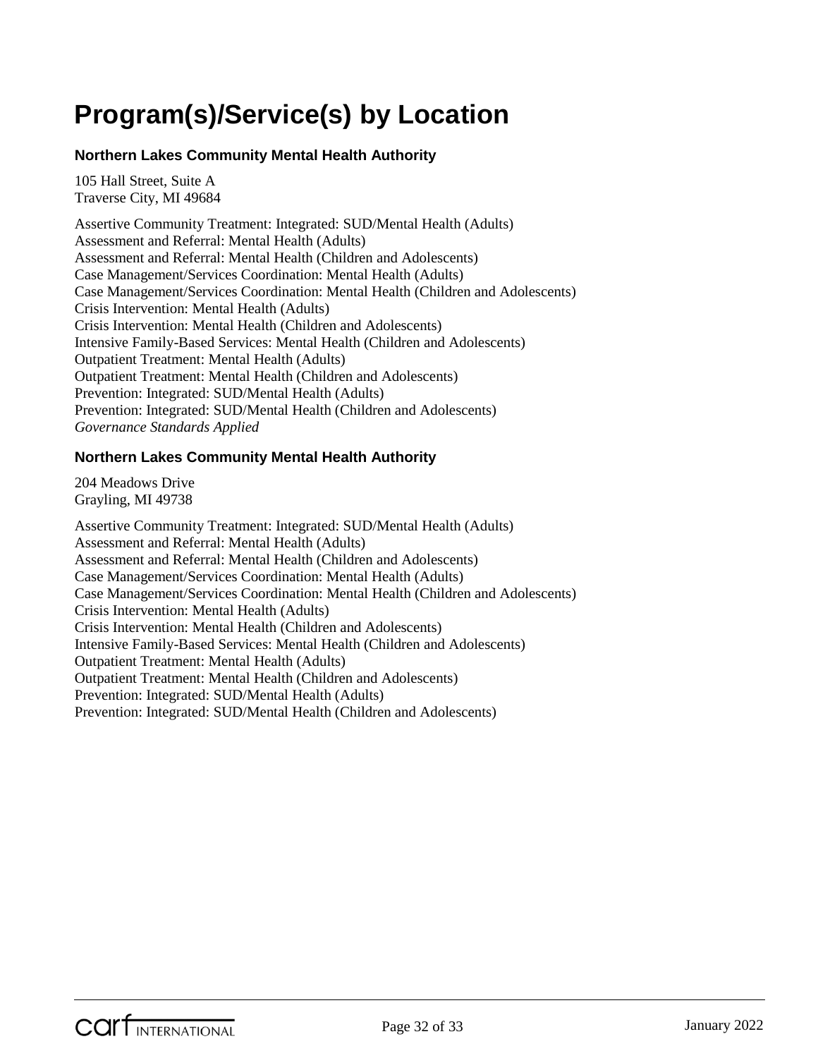# Program(s)/Service(s) by Location

### Northern Lakes Community Mental Health Authority

105 Hall Street, Suite A
Traverse City, MI 49684

Assertive Community Treatment: Integrated: SUD/Mental Health (Adults)
Assessment and Referral: Mental Health (Adults)
Assessment and Referral: Mental Health (Children and Adolescents)
Case Management/Services Coordination: Mental Health (Adults)
Case Management/Services Coordination: Mental Health (Children and Adolescents)
Crisis Intervention: Mental Health (Adults)
Crisis Intervention: Mental Health (Children and Adolescents)
Intensive Family-Based Services: Mental Health (Children and Adolescents)
Outpatient Treatment: Mental Health (Adults)
Outpatient Treatment: Mental Health (Children and Adolescents)
Prevention: Integrated: SUD/Mental Health (Adults)
Prevention: Integrated: SUD/Mental Health (Children and Adolescents)
*Governance Standards Applied*

### Northern Lakes Community Mental Health Authority

204 Meadows Drive
Grayling, MI 49738

Assertive Community Treatment: Integrated: SUD/Mental Health (Adults)
Assessment and Referral: Mental Health (Adults)
Assessment and Referral: Mental Health (Children and Adolescents)
Case Management/Services Coordination: Mental Health (Adults)
Case Management/Services Coordination: Mental Health (Children and Adolescents)
Crisis Intervention: Mental Health (Adults)
Crisis Intervention: Mental Health (Children and Adolescents)
Intensive Family-Based Services: Mental Health (Children and Adolescents)
Outpatient Treatment: Mental Health (Adults)
Outpatient Treatment: Mental Health (Children and Adolescents)
Prevention: Integrated: SUD/Mental Health (Adults)
Prevention: Integrated: SUD/Mental Health (Children and Adolescents)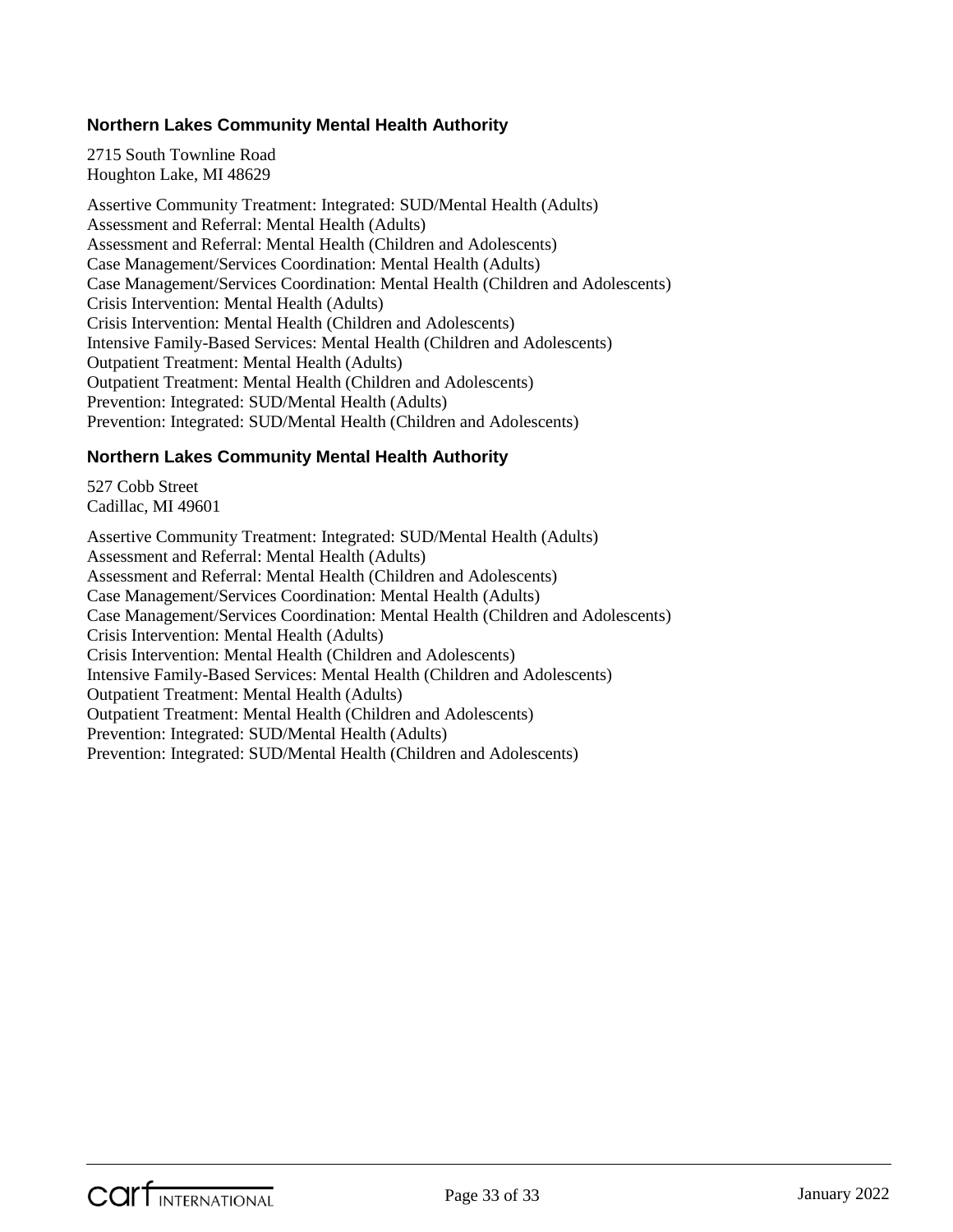### Northern Lakes Community Mental Health Authority

2715 South Townline Road
Houghton Lake, MI 48629

Assertive Community Treatment: Integrated: SUD/Mental Health (Adults)
Assessment and Referral: Mental Health (Adults)
Assessment and Referral: Mental Health (Children and Adolescents)
Case Management/Services Coordination: Mental Health (Adults)
Case Management/Services Coordination: Mental Health (Children and Adolescents)
Crisis Intervention: Mental Health (Adults)
Crisis Intervention: Mental Health (Children and Adolescents)
Intensive Family-Based Services: Mental Health (Children and Adolescents)
Outpatient Treatment: Mental Health (Adults)
Outpatient Treatment: Mental Health (Children and Adolescents)
Prevention: Integrated: SUD/Mental Health (Adults)
Prevention: Integrated: SUD/Mental Health (Children and Adolescents)

### Northern Lakes Community Mental Health Authority

527 Cobb Street
Cadillac, MI 49601

Assertive Community Treatment: Integrated: SUD/Mental Health (Adults)
Assessment and Referral: Mental Health (Adults)
Assessment and Referral: Mental Health (Children and Adolescents)
Case Management/Services Coordination: Mental Health (Adults)
Case Management/Services Coordination: Mental Health (Children and Adolescents)
Crisis Intervention: Mental Health (Adults)
Crisis Intervention: Mental Health (Children and Adolescents)
Intensive Family-Based Services: Mental Health (Children and Adolescents)
Outpatient Treatment: Mental Health (Adults)
Outpatient Treatment: Mental Health (Children and Adolescents)
Prevention: Integrated: SUD/Mental Health (Adults)
Prevention: Integrated: SUD/Mental Health (Children and Adolescents)